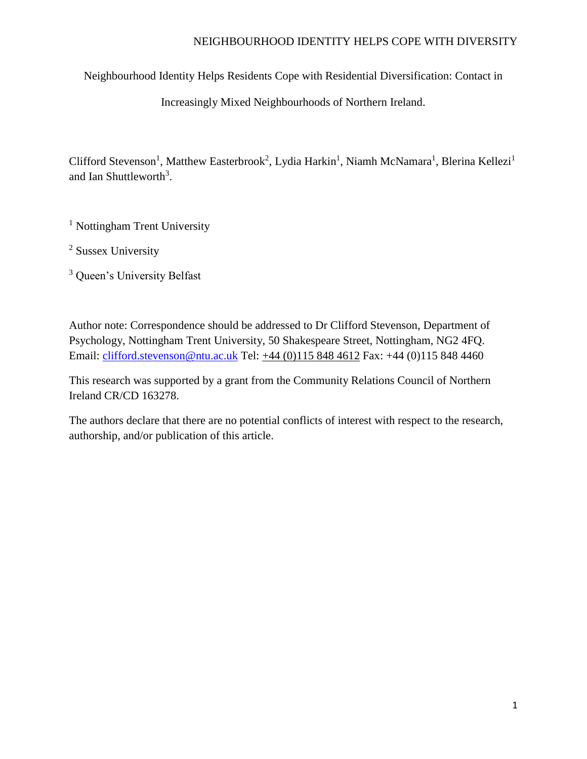# Neighbourhood Identity Helps Residents Cope with Residential Diversification: Contact in Increasingly Mixed Neighbourhoods of Northern Ireland.

Clifford Stevenson[1], Matthew Easterbrook[2], Lydia Harkin[1], Niamh McNamara[1], Blerina Kellezi[1] and Ian Shuttleworth[3].

[1] Nottingham Trent University

[2] Sussex University

[3] Queen's University Belfast

Author note: Correspondence should be addressed to Dr Clifford Stevenson, Department of Psychology, Nottingham Trent University, 50 Shakespeare Street, Nottingham, NG2 4FQ. Email: clifford.stevenson@ntu.ac.uk Tel: +44 (0)115 848 4612 Fax: +44 (0)115 848 4460

This research was supported by a grant from the Community Relations Council of Northern Ireland CR/CD 163278.

The authors declare that there are no potential conflicts of interest with respect to the research, authorship, and/or publication of this article.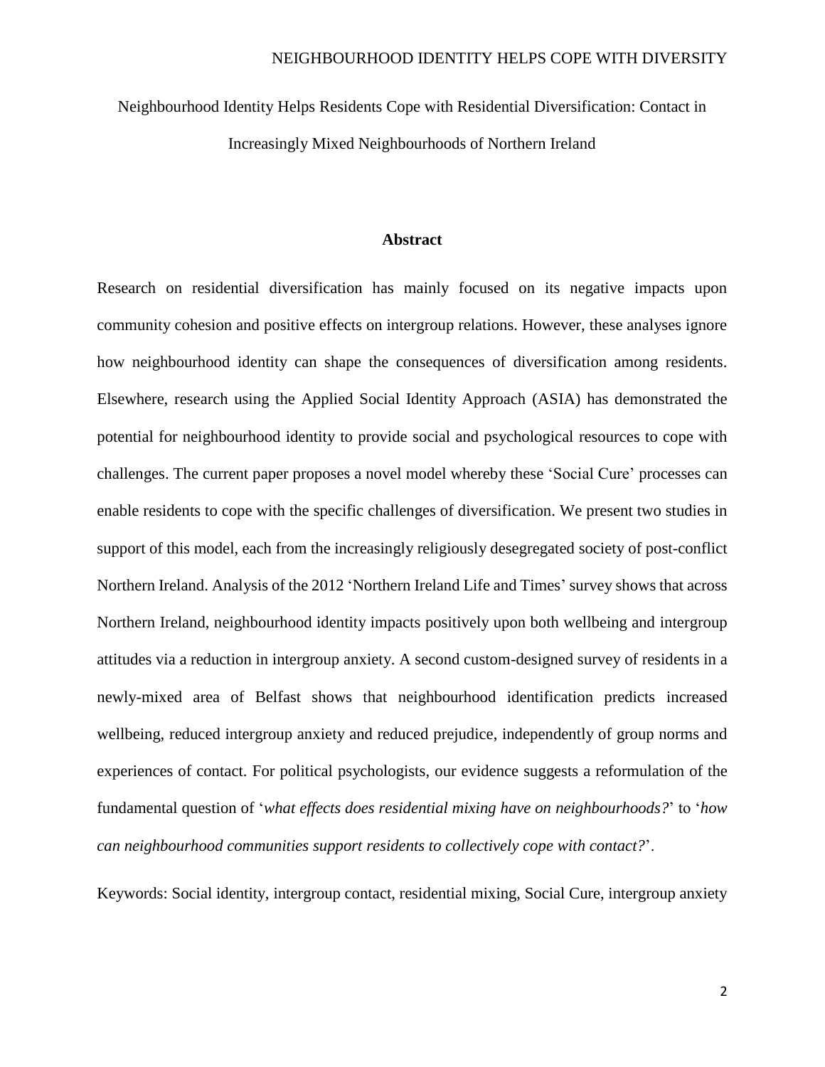Neighbourhood Identity Helps Residents Cope with Residential Diversification: Contact in Increasingly Mixed Neighbourhoods of Northern Ireland

## Abstract

Research on residential diversification has mainly focused on its negative impacts upon community cohesion and positive effects on intergroup relations. However, these analyses ignore how neighbourhood identity can shape the consequences of diversification among residents. Elsewhere, research using the Applied Social Identity Approach (ASIA) has demonstrated the potential for neighbourhood identity to provide social and psychological resources to cope with challenges. The current paper proposes a novel model whereby these 'Social Cure' processes can enable residents to cope with the specific challenges of diversification. We present two studies in support of this model, each from the increasingly religiously desegregated society of post-conflict Northern Ireland. Analysis of the 2012 'Northern Ireland Life and Times' survey shows that across Northern Ireland, neighbourhood identity impacts positively upon both wellbeing and intergroup attitudes via a reduction in intergroup anxiety. A second custom-designed survey of residents in a newly-mixed area of Belfast shows that neighbourhood identification predicts increased wellbeing, reduced intergroup anxiety and reduced prejudice, independently of group norms and experiences of contact. For political psychologists, our evidence suggests a reformulation of the fundamental question of '*what effects does residential mixing have on neighbourhoods?*' to '*how can neighbourhood communities support residents to collectively cope with contact?*'.

Keywords: Social identity, intergroup contact, residential mixing, Social Cure, intergroup anxiety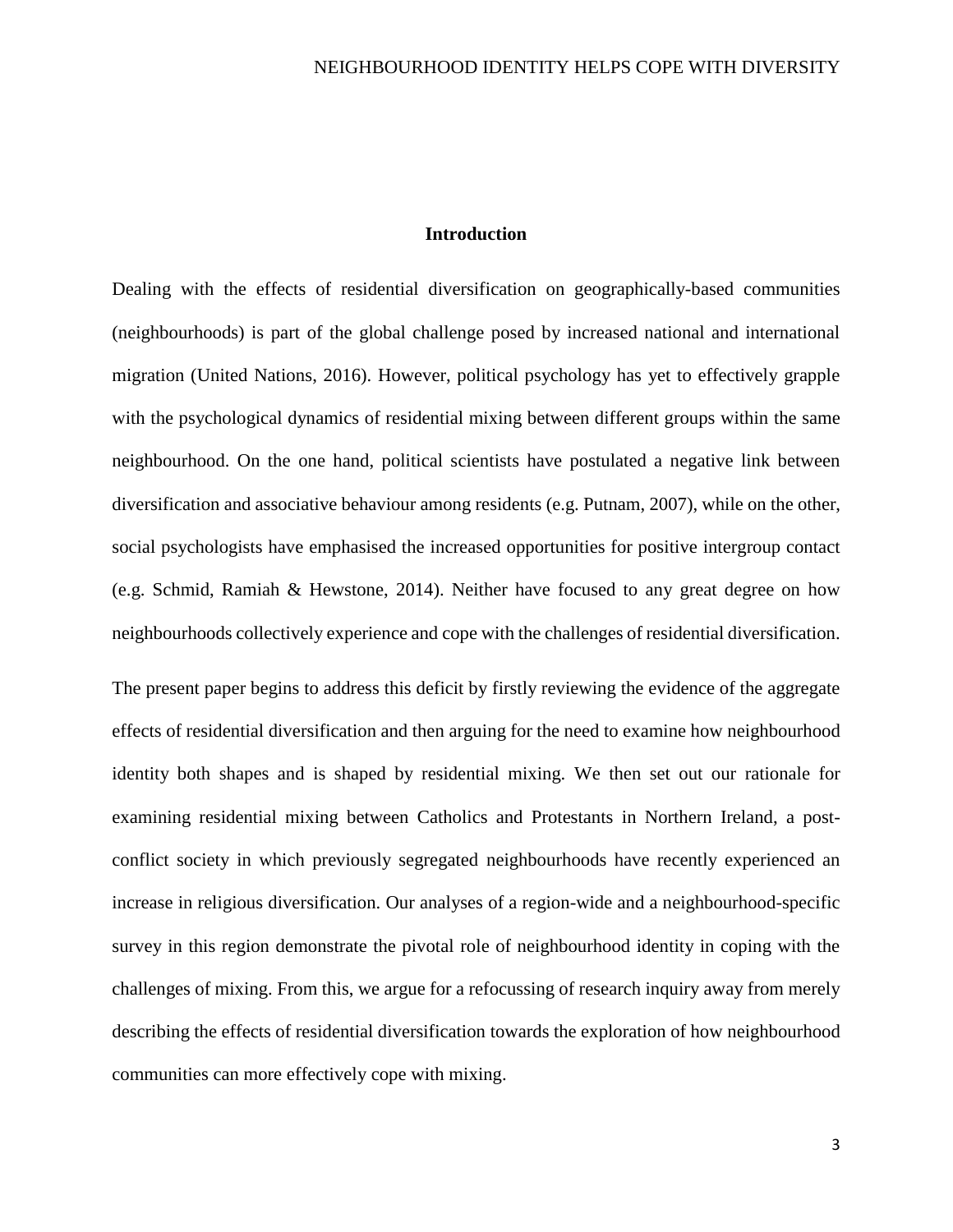## Introduction

Dealing with the effects of residential diversification on geographically-based communities (neighbourhoods) is part of the global challenge posed by increased national and international migration (United Nations, 2016). However, political psychology has yet to effectively grapple with the psychological dynamics of residential mixing between different groups within the same neighbourhood. On the one hand, political scientists have postulated a negative link between diversification and associative behaviour among residents (e.g. Putnam, 2007), while on the other, social psychologists have emphasised the increased opportunities for positive intergroup contact (e.g. Schmid, Ramiah & Hewstone, 2014). Neither have focused to any great degree on how neighbourhoods collectively experience and cope with the challenges of residential diversification.

The present paper begins to address this deficit by firstly reviewing the evidence of the aggregate effects of residential diversification and then arguing for the need to examine how neighbourhood identity both shapes and is shaped by residential mixing. We then set out our rationale for examining residential mixing between Catholics and Protestants in Northern Ireland, a post-conflict society in which previously segregated neighbourhoods have recently experienced an increase in religious diversification. Our analyses of a region-wide and a neighbourhood-specific survey in this region demonstrate the pivotal role of neighbourhood identity in coping with the challenges of mixing. From this, we argue for a refocussing of research inquiry away from merely describing the effects of residential diversification towards the exploration of how neighbourhood communities can more effectively cope with mixing.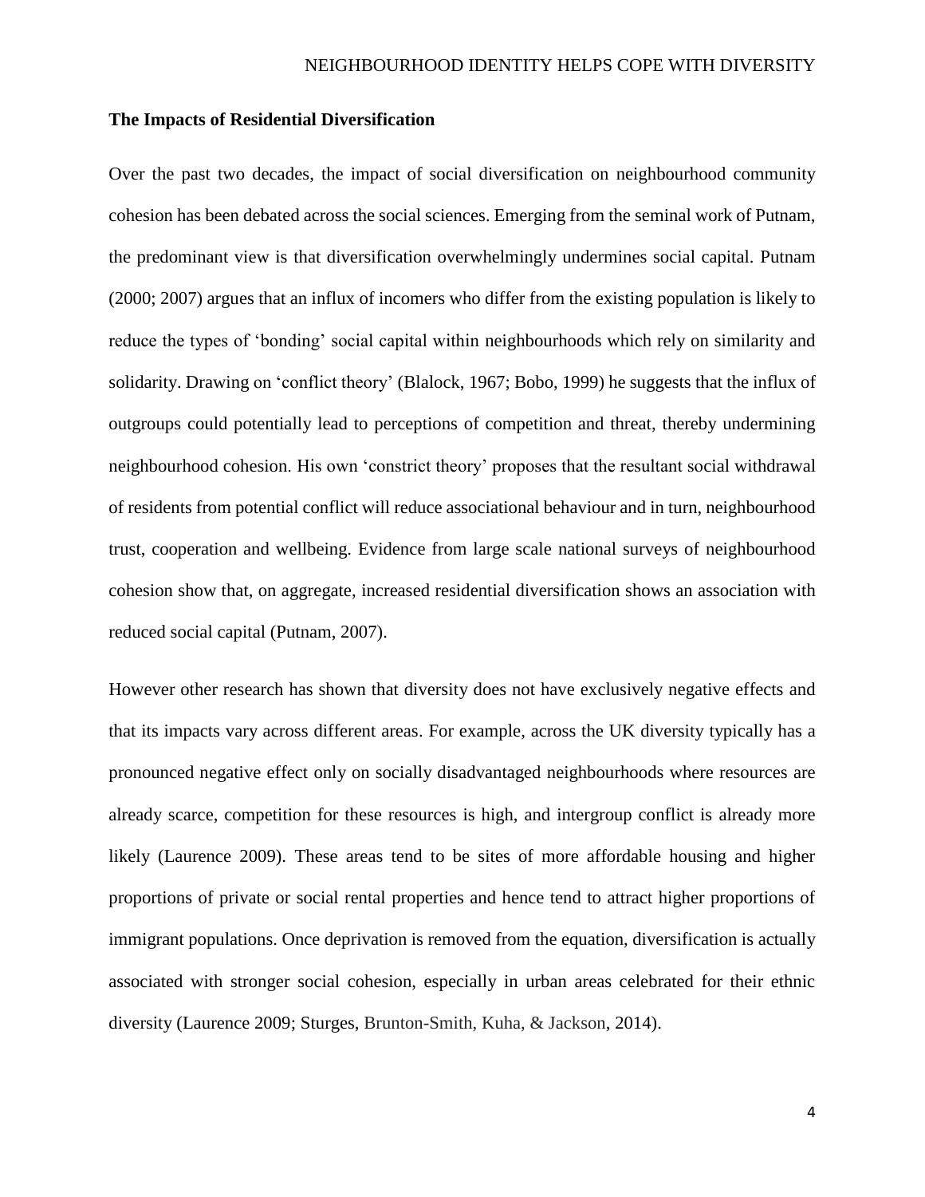## The Impacts of Residential Diversification

Over the past two decades, the impact of social diversification on neighbourhood community cohesion has been debated across the social sciences. Emerging from the seminal work of Putnam, the predominant view is that diversification overwhelmingly undermines social capital. Putnam (2000; 2007) argues that an influx of incomers who differ from the existing population is likely to reduce the types of 'bonding' social capital within neighbourhoods which rely on similarity and solidarity. Drawing on 'conflict theory' (Blalock, 1967; Bobo, 1999) he suggests that the influx of outgroups could potentially lead to perceptions of competition and threat, thereby undermining neighbourhood cohesion. His own 'constrict theory' proposes that the resultant social withdrawal of residents from potential conflict will reduce associational behaviour and in turn, neighbourhood trust, cooperation and wellbeing. Evidence from large scale national surveys of neighbourhood cohesion show that, on aggregate, increased residential diversification shows an association with reduced social capital (Putnam, 2007).

However other research has shown that diversity does not have exclusively negative effects and that its impacts vary across different areas. For example, across the UK diversity typically has a pronounced negative effect only on socially disadvantaged neighbourhoods where resources are already scarce, competition for these resources is high, and intergroup conflict is already more likely (Laurence 2009). These areas tend to be sites of more affordable housing and higher proportions of private or social rental properties and hence tend to attract higher proportions of immigrant populations. Once deprivation is removed from the equation, diversification is actually associated with stronger social cohesion, especially in urban areas celebrated for their ethnic diversity (Laurence 2009; Sturges, Brunton-Smith, Kuha, & Jackson, 2014).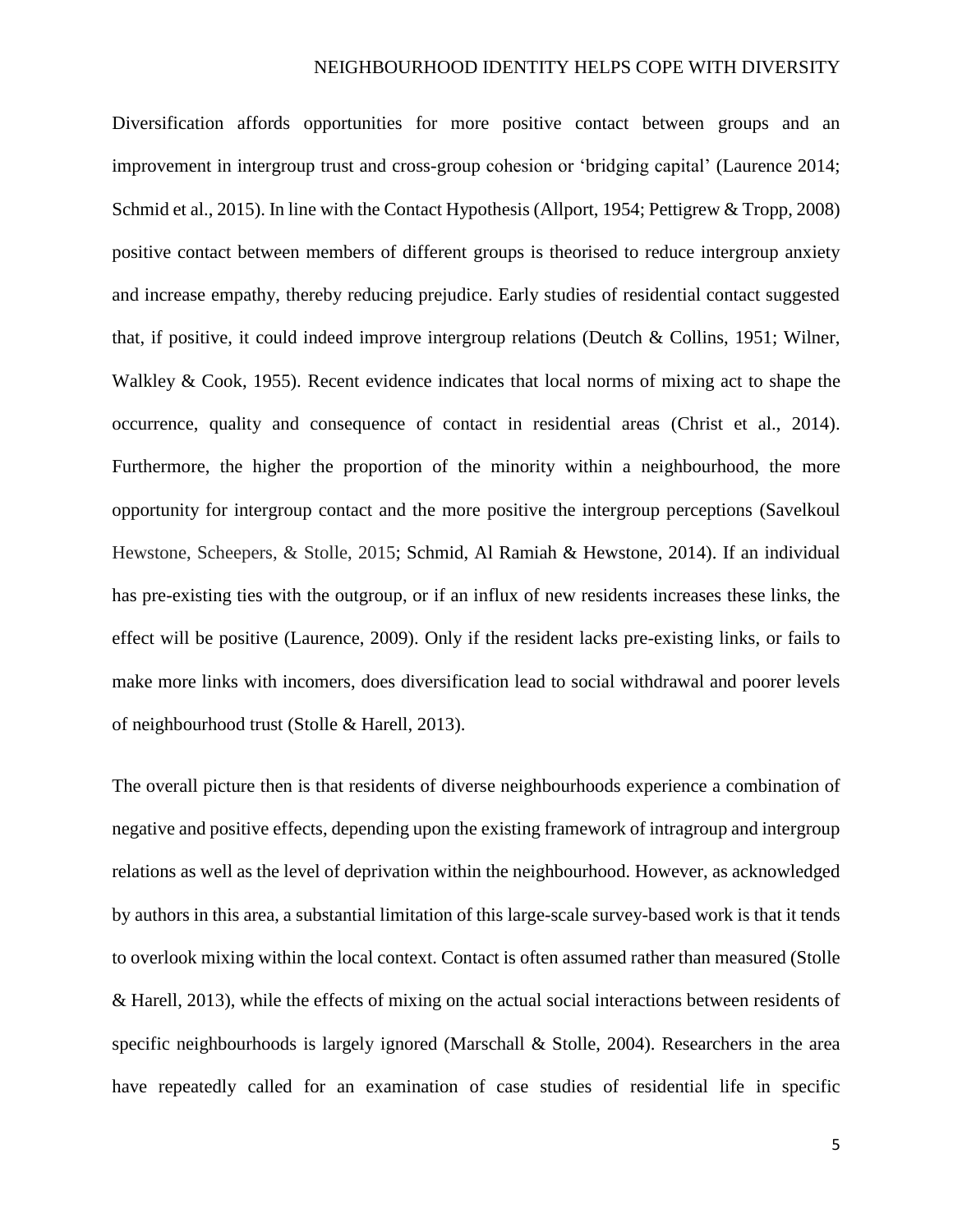Diversification affords opportunities for more positive contact between groups and an improvement in intergroup trust and cross-group cohesion or 'bridging capital' (Laurence 2014; Schmid et al., 2015). In line with the Contact Hypothesis (Allport, 1954; Pettigrew & Tropp, 2008) positive contact between members of different groups is theorised to reduce intergroup anxiety and increase empathy, thereby reducing prejudice. Early studies of residential contact suggested that, if positive, it could indeed improve intergroup relations (Deutch & Collins, 1951; Wilner, Walkley & Cook, 1955). Recent evidence indicates that local norms of mixing act to shape the occurrence, quality and consequence of contact in residential areas (Christ et al., 2014). Furthermore, the higher the proportion of the minority within a neighbourhood, the more opportunity for intergroup contact and the more positive the intergroup perceptions (Savelkoul Hewstone, Scheepers, & Stolle, 2015; Schmid, Al Ramiah & Hewstone, 2014). If an individual has pre-existing ties with the outgroup, or if an influx of new residents increases these links, the effect will be positive (Laurence, 2009). Only if the resident lacks pre-existing links, or fails to make more links with incomers, does diversification lead to social withdrawal and poorer levels of neighbourhood trust (Stolle & Harell, 2013).

The overall picture then is that residents of diverse neighbourhoods experience a combination of negative and positive effects, depending upon the existing framework of intragroup and intergroup relations as well as the level of deprivation within the neighbourhood. However, as acknowledged by authors in this area, a substantial limitation of this large-scale survey-based work is that it tends to overlook mixing within the local context. Contact is often assumed rather than measured (Stolle & Harell, 2013), while the effects of mixing on the actual social interactions between residents of specific neighbourhoods is largely ignored (Marschall & Stolle, 2004). Researchers in the area have repeatedly called for an examination of case studies of residential life in specific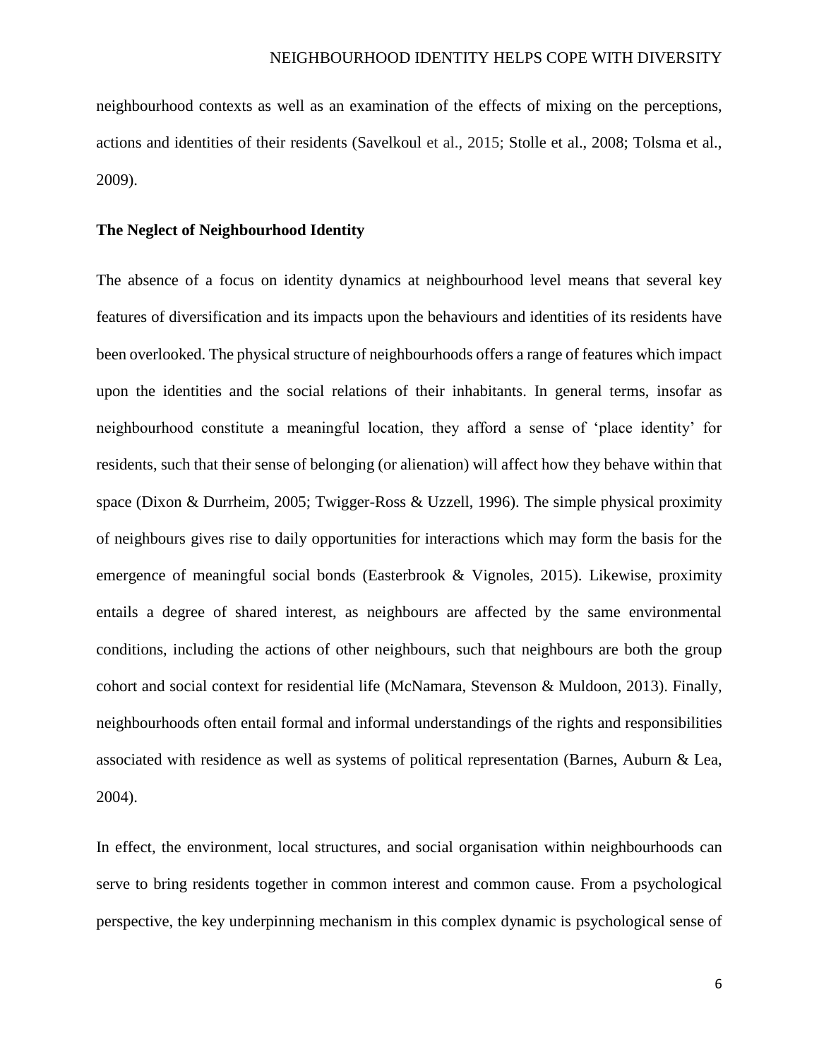neighbourhood contexts as well as an examination of the effects of mixing on the perceptions, actions and identities of their residents (Savelkoul et al., 2015; Stolle et al., 2008; Tolsma et al., 2009).

## The Neglect of Neighbourhood Identity

The absence of a focus on identity dynamics at neighbourhood level means that several key features of diversification and its impacts upon the behaviours and identities of its residents have been overlooked. The physical structure of neighbourhoods offers a range of features which impact upon the identities and the social relations of their inhabitants. In general terms, insofar as neighbourhood constitute a meaningful location, they afford a sense of 'place identity' for residents, such that their sense of belonging (or alienation) will affect how they behave within that space (Dixon & Durrheim, 2005; Twigger-Ross & Uzzell, 1996). The simple physical proximity of neighbours gives rise to daily opportunities for interactions which may form the basis for the emergence of meaningful social bonds (Easterbrook & Vignoles, 2015). Likewise, proximity entails a degree of shared interest, as neighbours are affected by the same environmental conditions, including the actions of other neighbours, such that neighbours are both the group cohort and social context for residential life (McNamara, Stevenson & Muldoon, 2013). Finally, neighbourhoods often entail formal and informal understandings of the rights and responsibilities associated with residence as well as systems of political representation (Barnes, Auburn & Lea, 2004).

In effect, the environment, local structures, and social organisation within neighbourhoods can serve to bring residents together in common interest and common cause. From a psychological perspective, the key underpinning mechanism in this complex dynamic is psychological sense of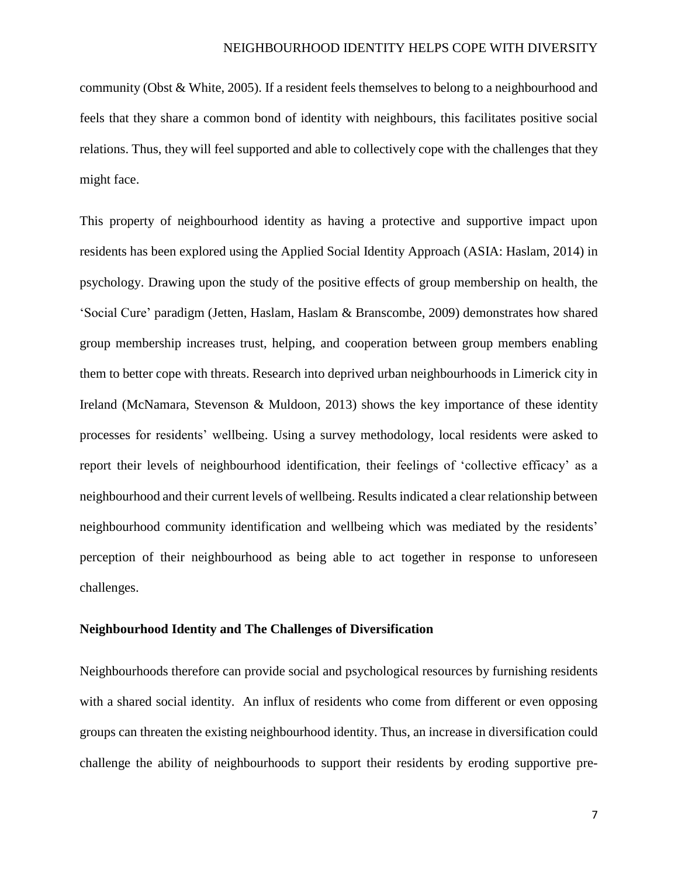community (Obst & White, 2005). If a resident feels themselves to belong to a neighbourhood and feels that they share a common bond of identity with neighbours, this facilitates positive social relations. Thus, they will feel supported and able to collectively cope with the challenges that they might face.

This property of neighbourhood identity as having a protective and supportive impact upon residents has been explored using the Applied Social Identity Approach (ASIA: Haslam, 2014) in psychology. Drawing upon the study of the positive effects of group membership on health, the 'Social Cure' paradigm (Jetten, Haslam, Haslam & Branscombe, 2009) demonstrates how shared group membership increases trust, helping, and cooperation between group members enabling them to better cope with threats. Research into deprived urban neighbourhoods in Limerick city in Ireland (McNamara, Stevenson & Muldoon, 2013) shows the key importance of these identity processes for residents' wellbeing. Using a survey methodology, local residents were asked to report their levels of neighbourhood identification, their feelings of 'collective efficacy' as a neighbourhood and their current levels of wellbeing. Results indicated a clear relationship between neighbourhood community identification and wellbeing which was mediated by the residents' perception of their neighbourhood as being able to act together in response to unforeseen challenges.

**Neighbourhood Identity and The Challenges of Diversification**

Neighbourhoods therefore can provide social and psychological resources by furnishing residents with a shared social identity. An influx of residents who come from different or even opposing groups can threaten the existing neighbourhood identity. Thus, an increase in diversification could challenge the ability of neighbourhoods to support their residents by eroding supportive pre-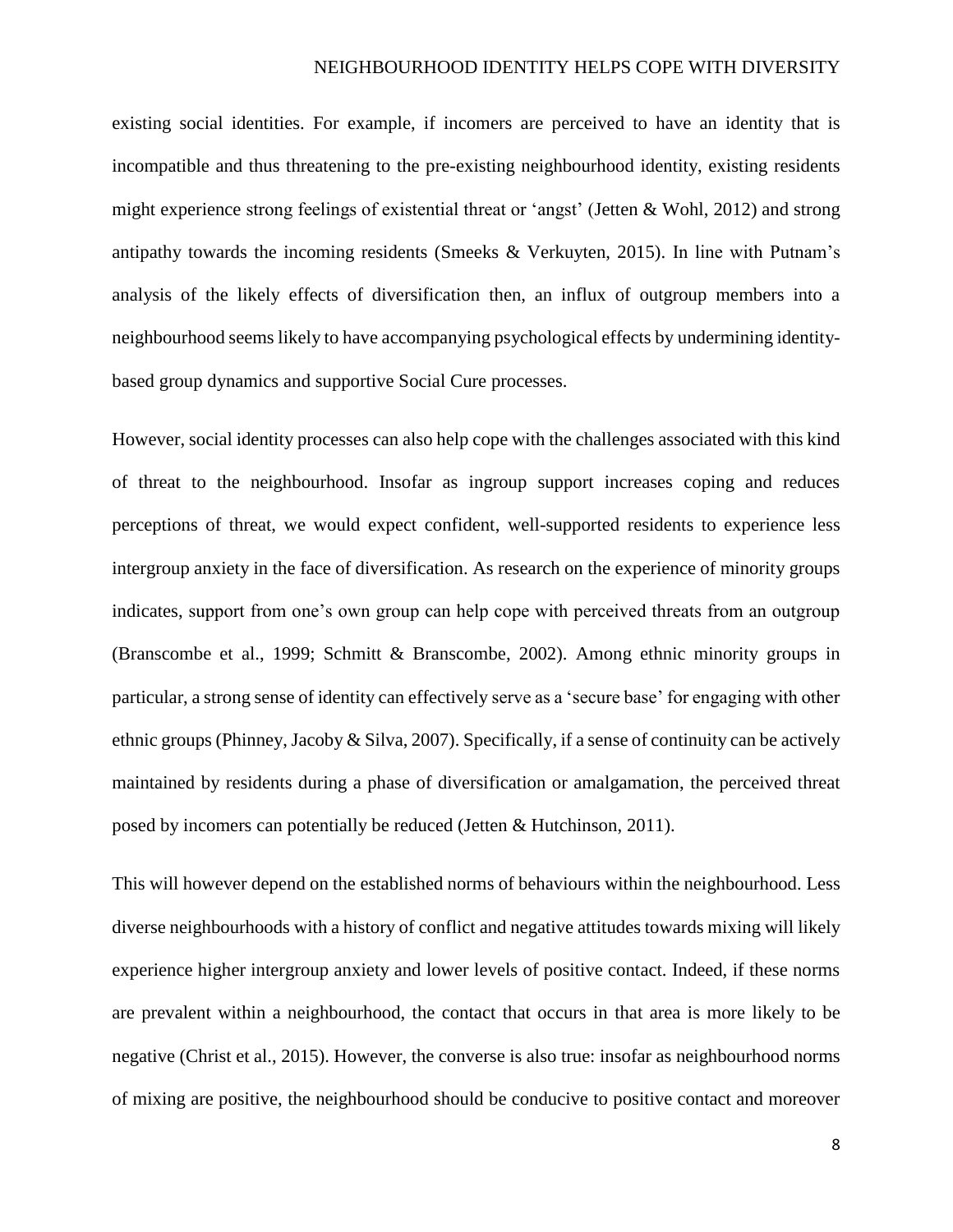existing social identities. For example, if incomers are perceived to have an identity that is incompatible and thus threatening to the pre-existing neighbourhood identity, existing residents might experience strong feelings of existential threat or 'angst' (Jetten & Wohl, 2012) and strong antipathy towards the incoming residents (Smeeks & Verkuyten, 2015). In line with Putnam's analysis of the likely effects of diversification then, an influx of outgroup members into a neighbourhood seems likely to have accompanying psychological effects by undermining identity-based group dynamics and supportive Social Cure processes.

However, social identity processes can also help cope with the challenges associated with this kind of threat to the neighbourhood. Insofar as ingroup support increases coping and reduces perceptions of threat, we would expect confident, well-supported residents to experience less intergroup anxiety in the face of diversification. As research on the experience of minority groups indicates, support from one's own group can help cope with perceived threats from an outgroup (Branscombe et al., 1999; Schmitt & Branscombe, 2002). Among ethnic minority groups in particular, a strong sense of identity can effectively serve as a 'secure base' for engaging with other ethnic groups (Phinney, Jacoby & Silva, 2007). Specifically, if a sense of continuity can be actively maintained by residents during a phase of diversification or amalgamation, the perceived threat posed by incomers can potentially be reduced (Jetten & Hutchinson, 2011).

This will however depend on the established norms of behaviours within the neighbourhood. Less diverse neighbourhoods with a history of conflict and negative attitudes towards mixing will likely experience higher intergroup anxiety and lower levels of positive contact. Indeed, if these norms are prevalent within a neighbourhood, the contact that occurs in that area is more likely to be negative (Christ et al., 2015). However, the converse is also true: insofar as neighbourhood norms of mixing are positive, the neighbourhood should be conducive to positive contact and moreover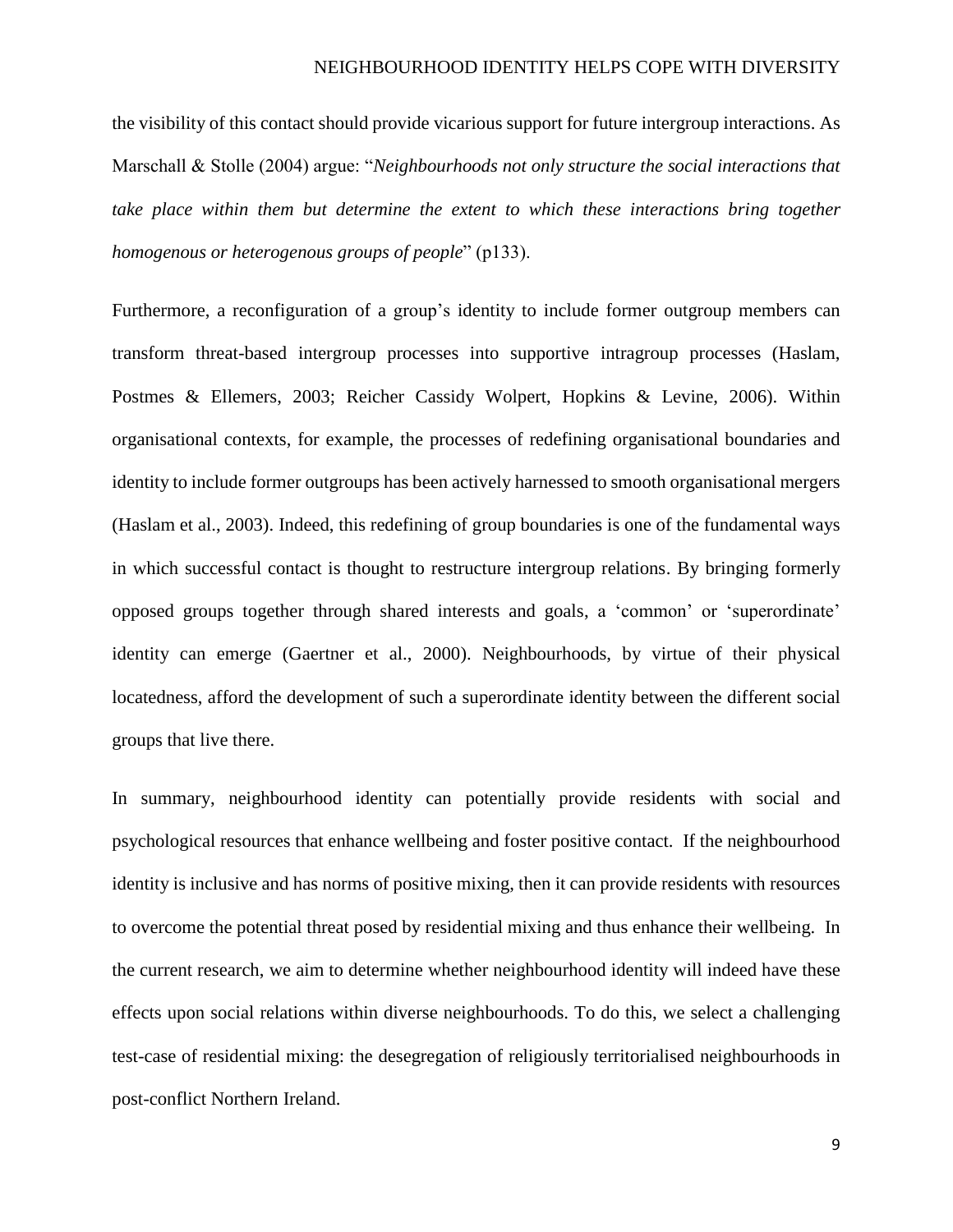the visibility of this contact should provide vicarious support for future intergroup interactions. As Marschall & Stolle (2004) argue: "*Neighbourhoods not only structure the social interactions that take place within them but determine the extent to which these interactions bring together homogenous or heterogenous groups of people*" (p133).

Furthermore, a reconfiguration of a group's identity to include former outgroup members can transform threat-based intergroup processes into supportive intragroup processes (Haslam, Postmes & Ellemers, 2003; Reicher Cassidy Wolpert, Hopkins & Levine, 2006). Within organisational contexts, for example, the processes of redefining organisational boundaries and identity to include former outgroups has been actively harnessed to smooth organisational mergers (Haslam et al., 2003). Indeed, this redefining of group boundaries is one of the fundamental ways in which successful contact is thought to restructure intergroup relations. By bringing formerly opposed groups together through shared interests and goals, a 'common' or 'superordinate' identity can emerge (Gaertner et al., 2000). Neighbourhoods, by virtue of their physical locatedness, afford the development of such a superordinate identity between the different social groups that live there.

In summary, neighbourhood identity can potentially provide residents with social and psychological resources that enhance wellbeing and foster positive contact. If the neighbourhood identity is inclusive and has norms of positive mixing, then it can provide residents with resources to overcome the potential threat posed by residential mixing and thus enhance their wellbeing. In the current research, we aim to determine whether neighbourhood identity will indeed have these effects upon social relations within diverse neighbourhoods. To do this, we select a challenging test-case of residential mixing: the desegregation of religiously territorialised neighbourhoods in post-conflict Northern Ireland.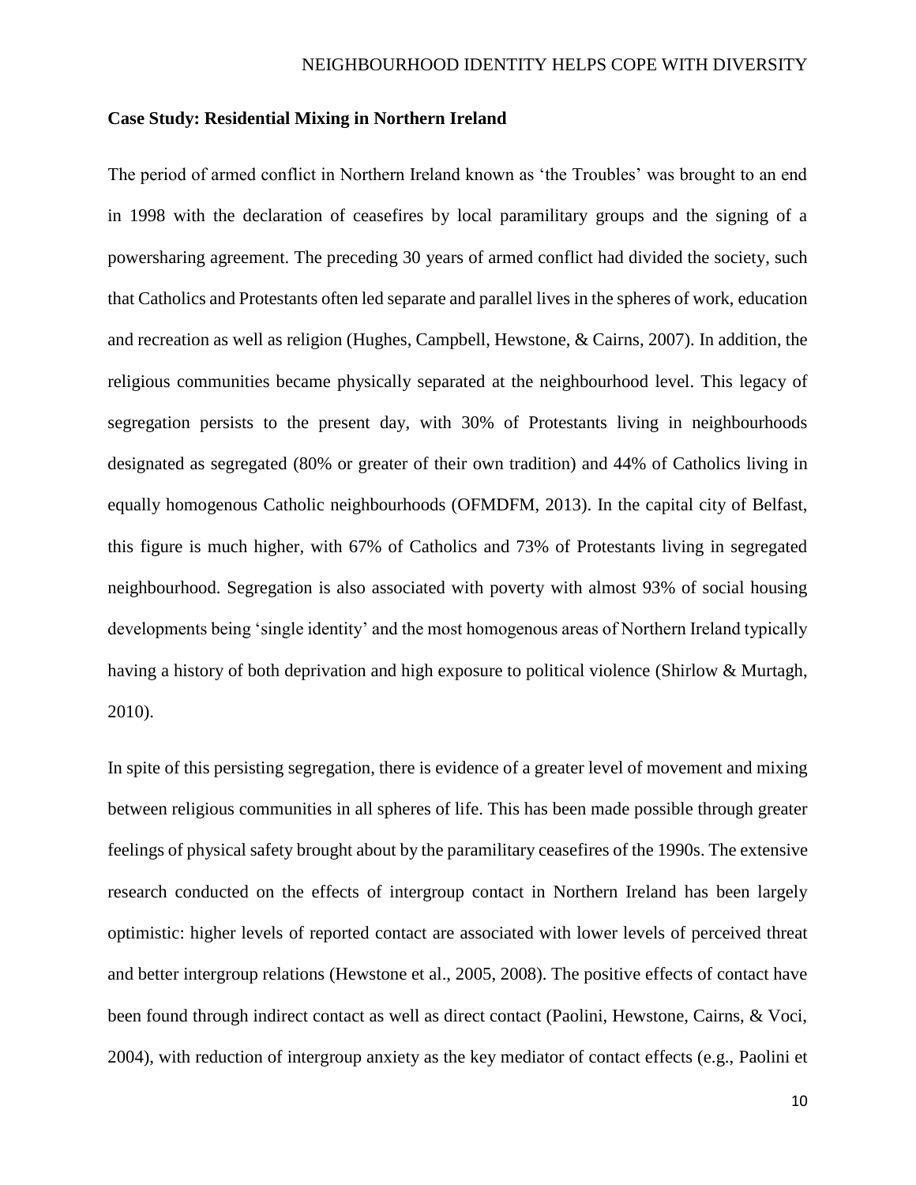**Case Study: Residential Mixing in Northern Ireland**

The period of armed conflict in Northern Ireland known as 'the Troubles' was brought to an end in 1998 with the declaration of ceasefires by local paramilitary groups and the signing of a powersharing agreement. The preceding 30 years of armed conflict had divided the society, such that Catholics and Protestants often led separate and parallel lives in the spheres of work, education and recreation as well as religion (Hughes, Campbell, Hewstone, & Cairns, 2007). In addition, the religious communities became physically separated at the neighbourhood level. This legacy of segregation persists to the present day, with 30% of Protestants living in neighbourhoods designated as segregated (80% or greater of their own tradition) and 44% of Catholics living in equally homogenous Catholic neighbourhoods (OFMDFM, 2013). In the capital city of Belfast, this figure is much higher, with 67% of Catholics and 73% of Protestants living in segregated neighbourhood. Segregation is also associated with poverty with almost 93% of social housing developments being 'single identity' and the most homogenous areas of Northern Ireland typically having a history of both deprivation and high exposure to political violence (Shirlow & Murtagh, 2010).

In spite of this persisting segregation, there is evidence of a greater level of movement and mixing between religious communities in all spheres of life. This has been made possible through greater feelings of physical safety brought about by the paramilitary ceasefires of the 1990s. The extensive research conducted on the effects of intergroup contact in Northern Ireland has been largely optimistic: higher levels of reported contact are associated with lower levels of perceived threat and better intergroup relations (Hewstone et al., 2005, 2008). The positive effects of contact have been found through indirect contact as well as direct contact (Paolini, Hewstone, Cairns, & Voci, 2004), with reduction of intergroup anxiety as the key mediator of contact effects (e.g., Paolini et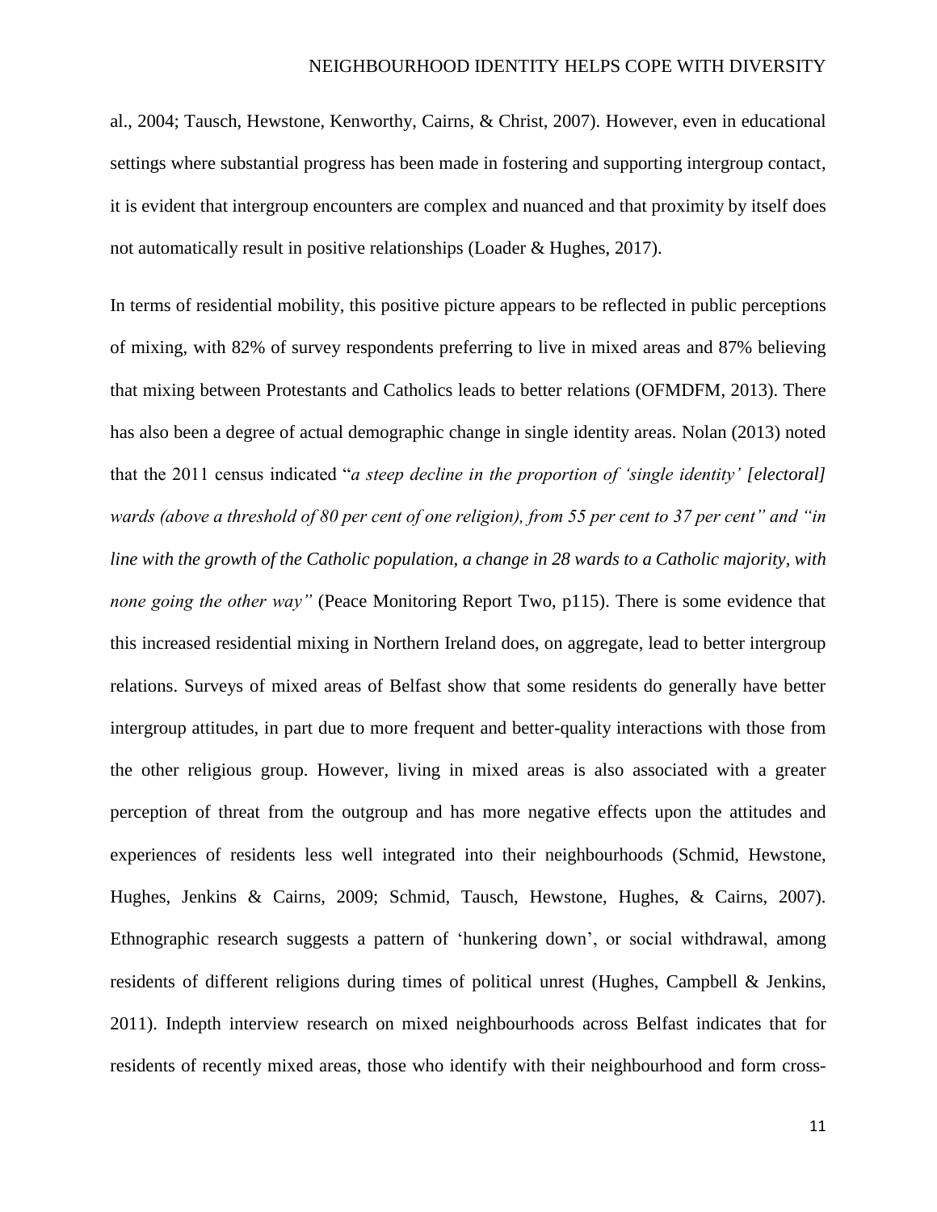al., 2004; Tausch, Hewstone, Kenworthy, Cairns, & Christ, 2007). However, even in educational settings where substantial progress has been made in fostering and supporting intergroup contact, it is evident that intergroup encounters are complex and nuanced and that proximity by itself does not automatically result in positive relationships (Loader & Hughes, 2017).

In terms of residential mobility, this positive picture appears to be reflected in public perceptions of mixing, with 82% of survey respondents preferring to live in mixed areas and 87% believing that mixing between Protestants and Catholics leads to better relations (OFMDFM, 2013). There has also been a degree of actual demographic change in single identity areas. Nolan (2013) noted that the 2011 census indicated "*a steep decline in the proportion of 'single identity' [electoral] wards (above a threshold of 80 per cent of one religion), from 55 per cent to 37 per cent" and "in line with the growth of the Catholic population, a change in 28 wards to a Catholic majority, with none going the other way"* (Peace Monitoring Report Two, p115). There is some evidence that this increased residential mixing in Northern Ireland does, on aggregate, lead to better intergroup relations. Surveys of mixed areas of Belfast show that some residents do generally have better intergroup attitudes, in part due to more frequent and better-quality interactions with those from the other religious group. However, living in mixed areas is also associated with a greater perception of threat from the outgroup and has more negative effects upon the attitudes and experiences of residents less well integrated into their neighbourhoods (Schmid, Hewstone, Hughes, Jenkins & Cairns, 2009; Schmid, Tausch, Hewstone, Hughes, & Cairns, 2007). Ethnographic research suggests a pattern of 'hunkering down', or social withdrawal, among residents of different religions during times of political unrest (Hughes, Campbell & Jenkins, 2011). Indepth interview research on mixed neighbourhoods across Belfast indicates that for residents of recently mixed areas, those who identify with their neighbourhood and form cross-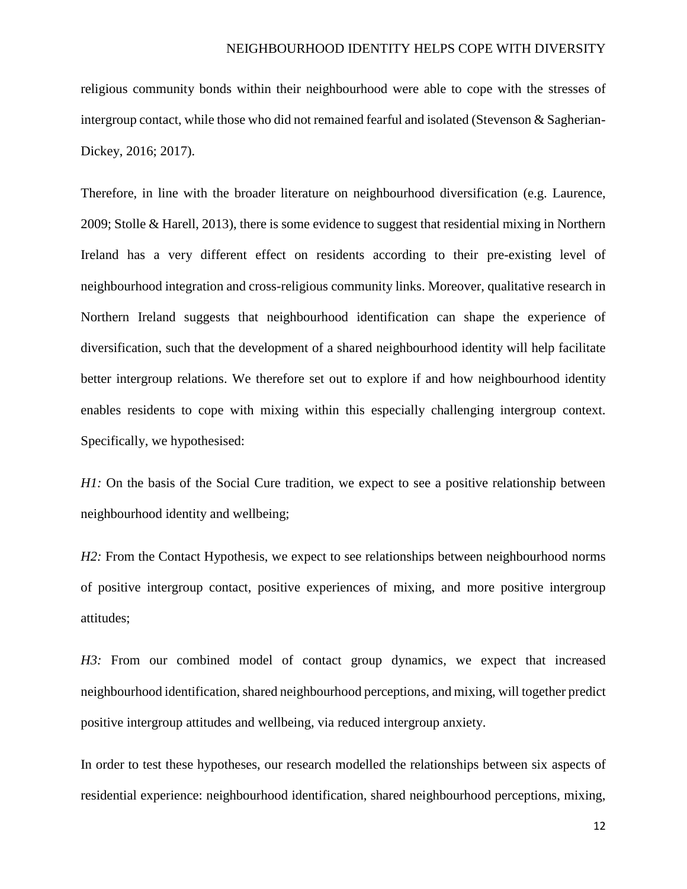religious community bonds within their neighbourhood were able to cope with the stresses of intergroup contact, while those who did not remained fearful and isolated (Stevenson & Sagherian-Dickey, 2016; 2017).

Therefore, in line with the broader literature on neighbourhood diversification (e.g. Laurence, 2009; Stolle & Harell, 2013), there is some evidence to suggest that residential mixing in Northern Ireland has a very different effect on residents according to their pre-existing level of neighbourhood integration and cross-religious community links. Moreover, qualitative research in Northern Ireland suggests that neighbourhood identification can shape the experience of diversification, such that the development of a shared neighbourhood identity will help facilitate better intergroup relations. We therefore set out to explore if and how neighbourhood identity enables residents to cope with mixing within this especially challenging intergroup context. Specifically, we hypothesised:

*H1:* On the basis of the Social Cure tradition, we expect to see a positive relationship between neighbourhood identity and wellbeing;

*H2:* From the Contact Hypothesis, we expect to see relationships between neighbourhood norms of positive intergroup contact, positive experiences of mixing, and more positive intergroup attitudes;

*H3:* From our combined model of contact group dynamics, we expect that increased neighbourhood identification, shared neighbourhood perceptions, and mixing, will together predict positive intergroup attitudes and wellbeing, via reduced intergroup anxiety.

In order to test these hypotheses, our research modelled the relationships between six aspects of residential experience: neighbourhood identification, shared neighbourhood perceptions, mixing,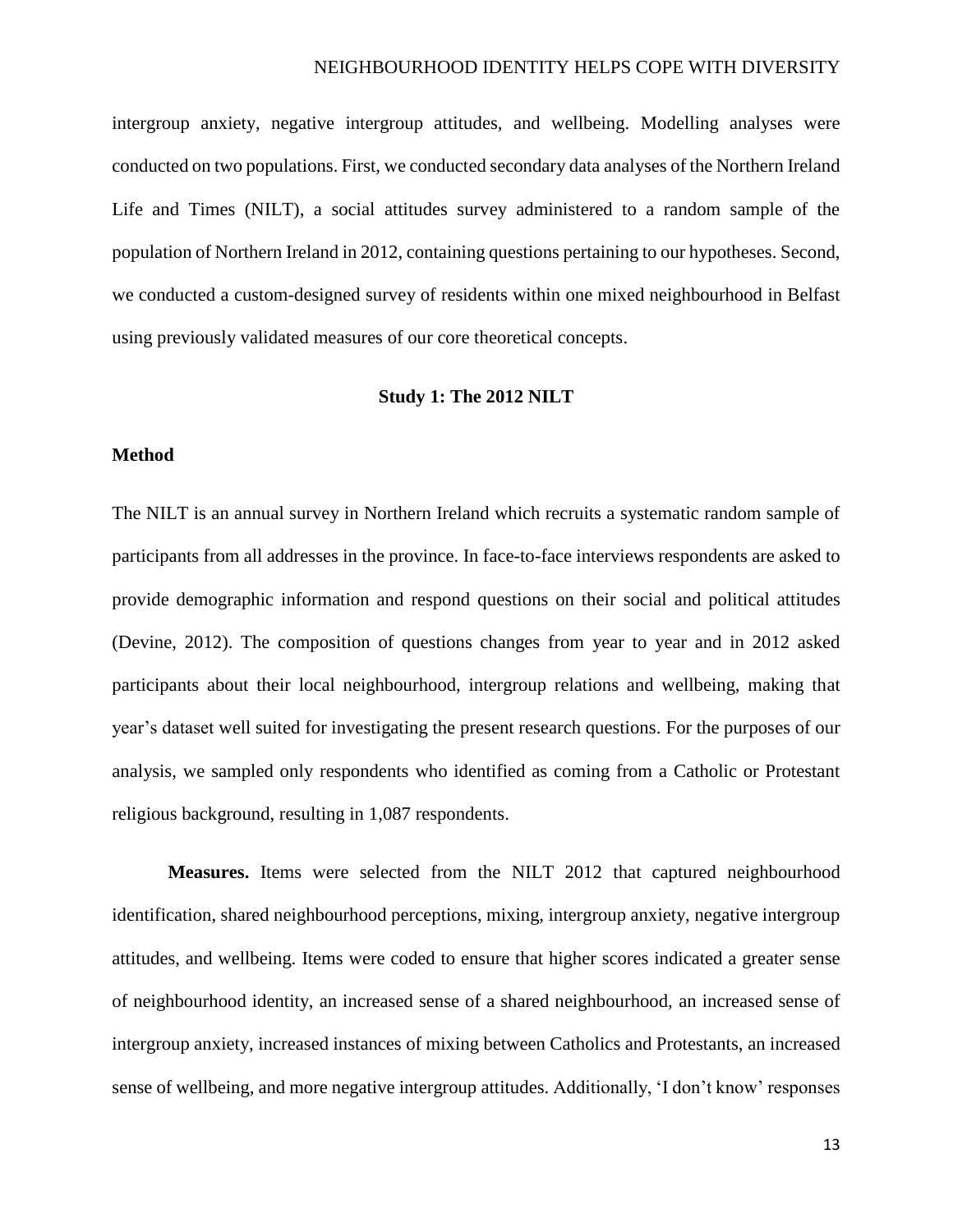intergroup anxiety, negative intergroup attitudes, and wellbeing. Modelling analyses were conducted on two populations. First, we conducted secondary data analyses of the Northern Ireland Life and Times (NILT), a social attitudes survey administered to a random sample of the population of Northern Ireland in 2012, containing questions pertaining to our hypotheses. Second, we conducted a custom-designed survey of residents within one mixed neighbourhood in Belfast using previously validated measures of our core theoretical concepts.

## Study 1: The 2012 NILT

### Method

The NILT is an annual survey in Northern Ireland which recruits a systematic random sample of participants from all addresses in the province. In face-to-face interviews respondents are asked to provide demographic information and respond questions on their social and political attitudes (Devine, 2012). The composition of questions changes from year to year and in 2012 asked participants about their local neighbourhood, intergroup relations and wellbeing, making that year's dataset well suited for investigating the present research questions. For the purposes of our analysis, we sampled only respondents who identified as coming from a Catholic or Protestant religious background, resulting in 1,087 respondents.

**Measures.** Items were selected from the NILT 2012 that captured neighbourhood identification, shared neighbourhood perceptions, mixing, intergroup anxiety, negative intergroup attitudes, and wellbeing. Items were coded to ensure that higher scores indicated a greater sense of neighbourhood identity, an increased sense of a shared neighbourhood, an increased sense of intergroup anxiety, increased instances of mixing between Catholics and Protestants, an increased sense of wellbeing, and more negative intergroup attitudes. Additionally, 'I don't know' responses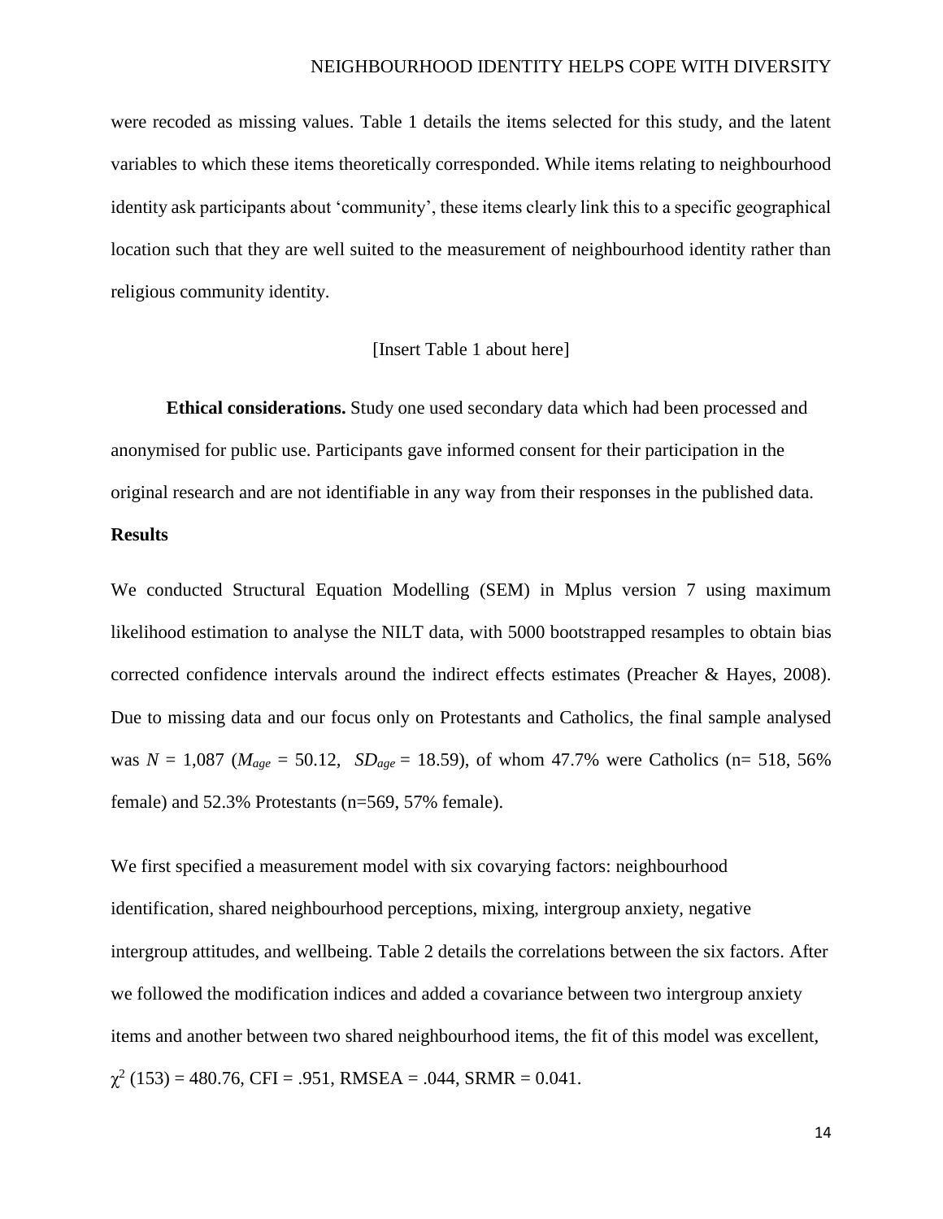were recoded as missing values. Table 1 details the items selected for this study, and the latent variables to which these items theoretically corresponded. While items relating to neighbourhood identity ask participants about 'community', these items clearly link this to a specific geographical location such that they are well suited to the measurement of neighbourhood identity rather than religious community identity.

[Insert Table 1 about here]

**Ethical considerations.** Study one used secondary data which had been processed and anonymised for public use. Participants gave informed consent for their participation in the original research and are not identifiable in any way from their responses in the published data.

**Results**

We conducted Structural Equation Modelling (SEM) in Mplus version 7 using maximum likelihood estimation to analyse the NILT data, with 5000 bootstrapped resamples to obtain bias corrected confidence intervals around the indirect effects estimates (Preacher & Hayes, 2008). Due to missing data and our focus only on Protestants and Catholics, the final sample analysed was $N$ = 1,087 ($M_{age}$ = 50.12, $SD_{age}$ = 18.59), of whom 47.7% were Catholics (n= 518, 56% female) and 52.3% Protestants (n=569, 57% female).

We first specified a measurement model with six covarying factors: neighbourhood identification, shared neighbourhood perceptions, mixing, intergroup anxiety, negative intergroup attitudes, and wellbeing. Table 2 details the correlations between the six factors. After we followed the modification indices and added a covariance between two intergroup anxiety items and another between two shared neighbourhood items, the fit of this model was excellent, $\chi^2$ (153) = 480.76, CFI = .951, RMSEA = .044, SRMR = 0.041.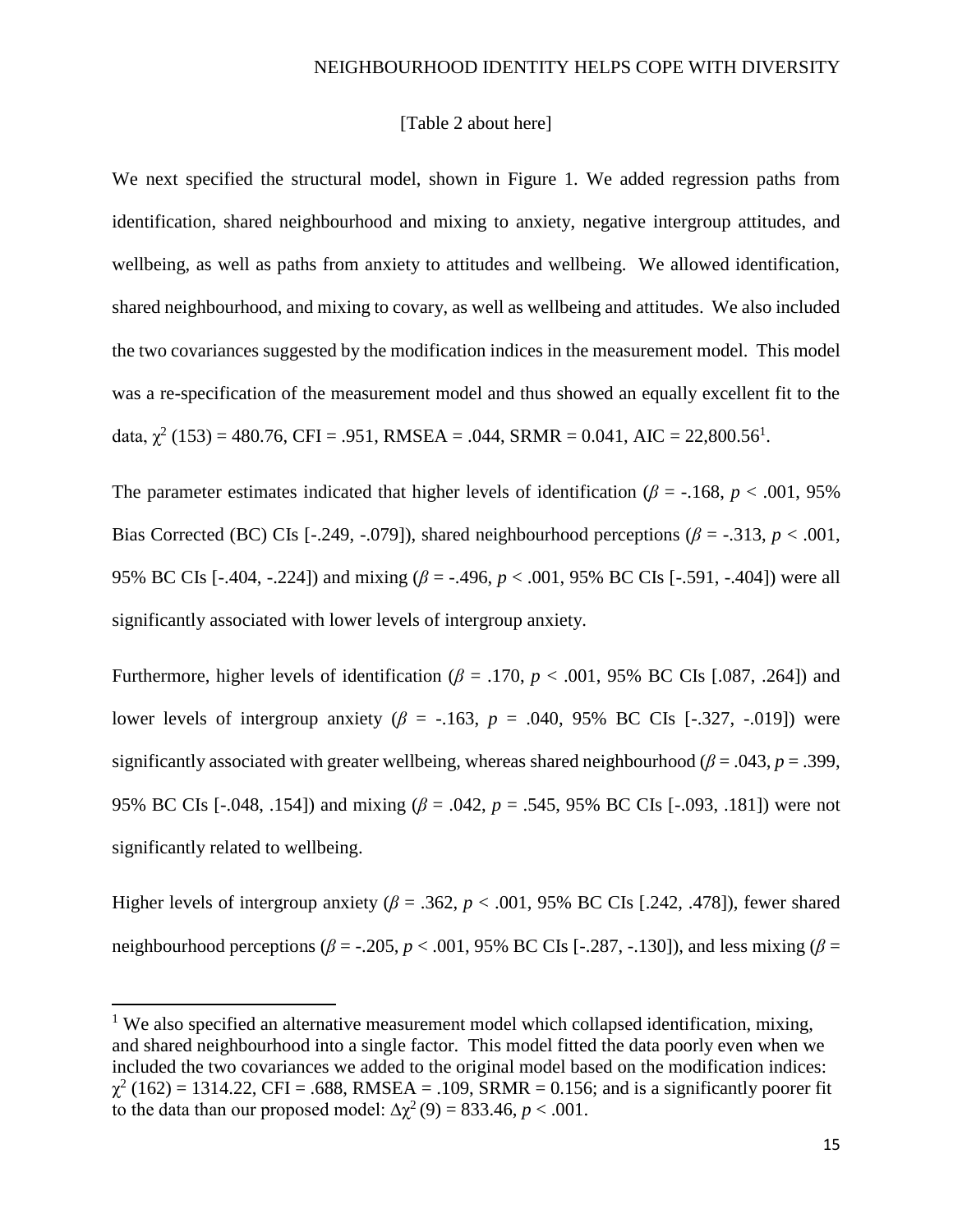[Table 2 about here]

We next specified the structural model, shown in Figure 1. We added regression paths from identification, shared neighbourhood and mixing to anxiety, negative intergroup attitudes, and wellbeing, as well as paths from anxiety to attitudes and wellbeing. We allowed identification, shared neighbourhood, and mixing to covary, as well as wellbeing and attitudes. We also included the two covariances suggested by the modification indices in the measurement model. This model was a re-specification of the measurement model and thus showed an equally excellent fit to the data, $\chi^2$ (153) = 480.76, CFI = .951, RMSEA = .044, SRMR = 0.041, AIC = 22,800.56[1].

The parameter estimates indicated that higher levels of identification ($\beta$ = -.168, $p$ < .001, 95% Bias Corrected (BC) CIs [-.249, -.079]), shared neighbourhood perceptions ($\beta$ = -.313, $p$ < .001, 95% BC CIs [-.404, -.224]) and mixing ($\beta$ = -.496, $p$ < .001, 95% BC CIs [-.591, -.404]) were all significantly associated with lower levels of intergroup anxiety.

Furthermore, higher levels of identification ($\beta$ = .170, $p$ < .001, 95% BC CIs [.087, .264]) and lower levels of intergroup anxiety ($\beta$ = -.163, $p$ = .040, 95% BC CIs [-.327, -.019]) were significantly associated with greater wellbeing, whereas shared neighbourhood ($\beta$ = .043, $p$ = .399, 95% BC CIs [-.048, .154]) and mixing ($\beta$ = .042, $p$ = .545, 95% BC CIs [-.093, .181]) were not significantly related to wellbeing.

Higher levels of intergroup anxiety ($\beta$ = .362, $p$ < .001, 95% BC CIs [.242, .478]), fewer shared neighbourhood perceptions ($\beta$ = -.205, $p$ < .001, 95% BC CIs [-.287, -.130]), and less mixing ($\beta$ =

---

[1] We also specified an alternative measurement model which collapsed identification, mixing, and shared neighbourhood into a single factor. This model fitted the data poorly even when we included the two covariances we added to the original model based on the modification indices: $\chi^2$ (162) = 1314.22, CFI = .688, RMSEA = .109, SRMR = 0.156; and is a significantly poorer fit to the data than our proposed model: $\Delta\chi^2$ (9) = 833.46, $p$ < .001.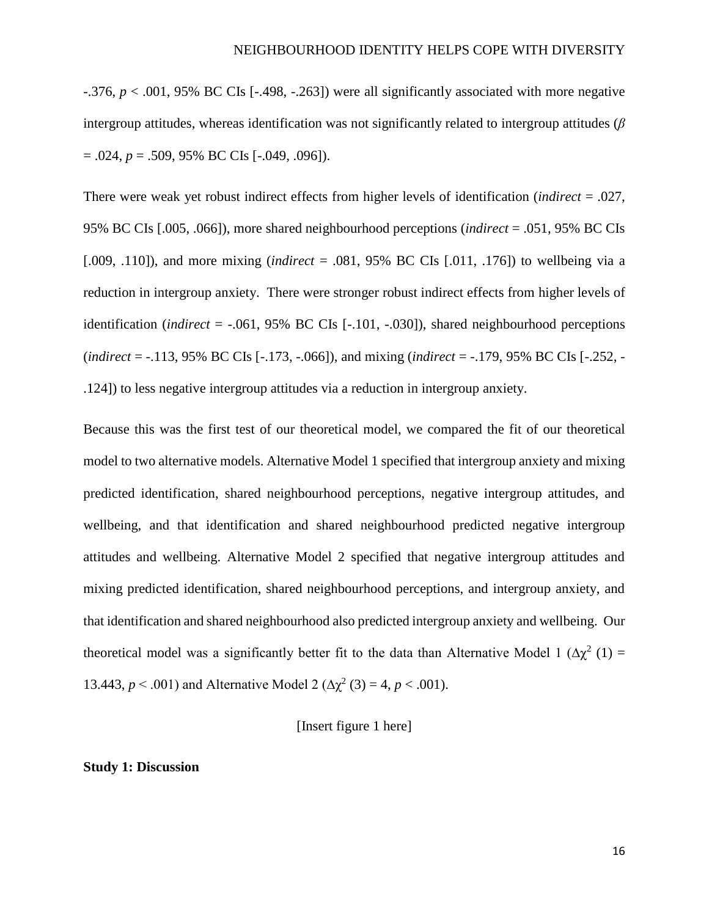-.376, $p < .001$, 95% BC CIs [-.498, -.263]) were all significantly associated with more negative intergroup attitudes, whereas identification was not significantly related to intergroup attitudes ($\beta = .024$, $p = .509$, 95% BC CIs [-.049, .096]).

There were weak yet robust indirect effects from higher levels of identification (*indirect* = .027, 95% BC CIs [.005, .066]), more shared neighbourhood perceptions (*indirect* = .051, 95% BC CIs [.009, .110]), and more mixing (*indirect* = .081, 95% BC CIs [.011, .176]) to wellbeing via a reduction in intergroup anxiety. There were stronger robust indirect effects from higher levels of identification (*indirect* = -.061, 95% BC CIs [-.101, -.030]), shared neighbourhood perceptions (*indirect* = -.113, 95% BC CIs [-.173, -.066]), and mixing (*indirect* = -.179, 95% BC CIs [-.252, -.124]) to less negative intergroup attitudes via a reduction in intergroup anxiety.

Because this was the first test of our theoretical model, we compared the fit of our theoretical model to two alternative models. Alternative Model 1 specified that intergroup anxiety and mixing predicted identification, shared neighbourhood perceptions, negative intergroup attitudes, and wellbeing, and that identification and shared neighbourhood predicted negative intergroup attitudes and wellbeing. Alternative Model 2 specified that negative intergroup attitudes and mixing predicted identification, shared neighbourhood perceptions, and intergroup anxiety, and that identification and shared neighbourhood also predicted intergroup anxiety and wellbeing. Our theoretical model was a significantly better fit to the data than Alternative Model 1 ($\Delta\chi^2$ (1) = 13.443, $p < .001$) and Alternative Model 2 ($\Delta\chi^2$ (3) = 4, $p < .001$).

[Insert figure 1 here]

**Study 1: Discussion**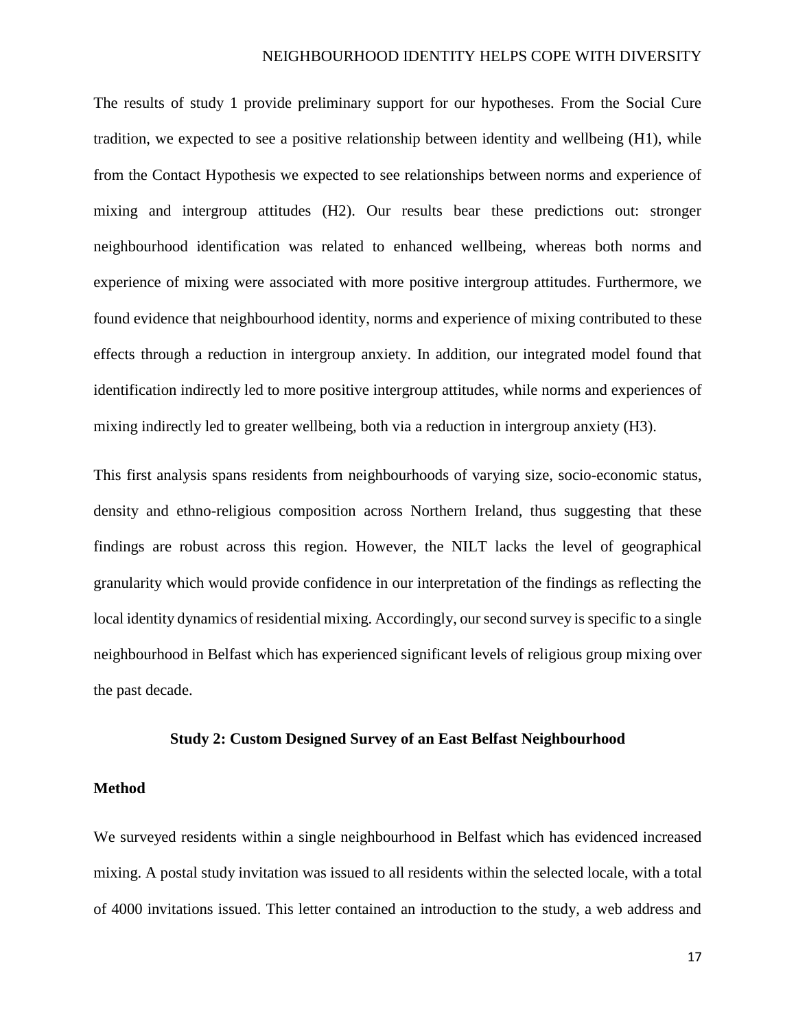The results of study 1 provide preliminary support for our hypotheses. From the Social Cure tradition, we expected to see a positive relationship between identity and wellbeing (H1), while from the Contact Hypothesis we expected to see relationships between norms and experience of mixing and intergroup attitudes (H2). Our results bear these predictions out: stronger neighbourhood identification was related to enhanced wellbeing, whereas both norms and experience of mixing were associated with more positive intergroup attitudes. Furthermore, we found evidence that neighbourhood identity, norms and experience of mixing contributed to these effects through a reduction in intergroup anxiety. In addition, our integrated model found that identification indirectly led to more positive intergroup attitudes, while norms and experiences of mixing indirectly led to greater wellbeing, both via a reduction in intergroup anxiety (H3).

This first analysis spans residents from neighbourhoods of varying size, socio-economic status, density and ethno-religious composition across Northern Ireland, thus suggesting that these findings are robust across this region. However, the NILT lacks the level of geographical granularity which would provide confidence in our interpretation of the findings as reflecting the local identity dynamics of residential mixing. Accordingly, our second survey is specific to a single neighbourhood in Belfast which has experienced significant levels of religious group mixing over the past decade.

## Study 2: Custom Designed Survey of an East Belfast Neighbourhood

### Method

We surveyed residents within a single neighbourhood in Belfast which has evidenced increased mixing. A postal study invitation was issued to all residents within the selected locale, with a total of 4000 invitations issued. This letter contained an introduction to the study, a web address and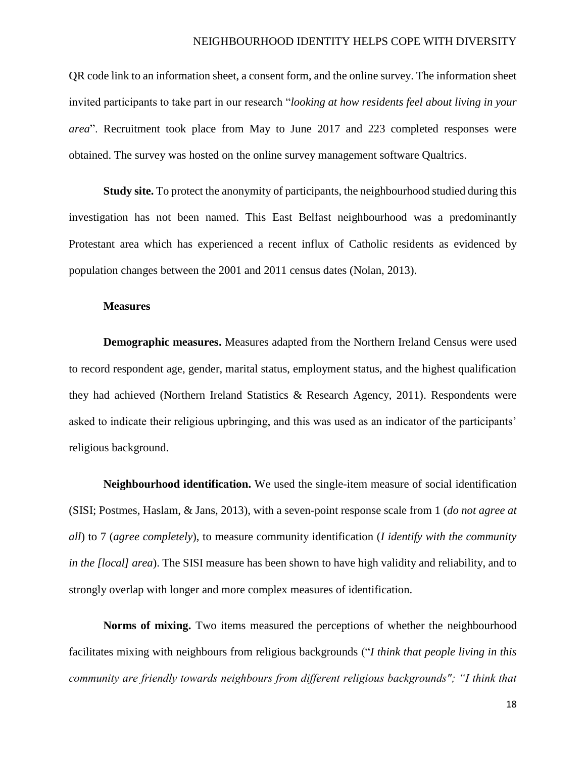QR code link to an information sheet, a consent form, and the online survey. The information sheet invited participants to take part in our research "*looking at how residents feel about living in your area*". Recruitment took place from May to June 2017 and 223 completed responses were obtained. The survey was hosted on the online survey management software Qualtrics.

**Study site.** To protect the anonymity of participants, the neighbourhood studied during this investigation has not been named. This East Belfast neighbourhood was a predominantly Protestant area which has experienced a recent influx of Catholic residents as evidenced by population changes between the 2001 and 2011 census dates (Nolan, 2013).

### Measures

**Demographic measures.** Measures adapted from the Northern Ireland Census were used to record respondent age, gender, marital status, employment status, and the highest qualification they had achieved (Northern Ireland Statistics & Research Agency, 2011). Respondents were asked to indicate their religious upbringing, and this was used as an indicator of the participants' religious background.

**Neighbourhood identification.** We used the single-item measure of social identification (SISI; Postmes, Haslam, & Jans, 2013), with a seven-point response scale from 1 (*do not agree at all*) to 7 (*agree completely*), to measure community identification (*I identify with the community in the [local] area*). The SISI measure has been shown to have high validity and reliability, and to strongly overlap with longer and more complex measures of identification.

**Norms of mixing.** Two items measured the perceptions of whether the neighbourhood facilitates mixing with neighbours from religious backgrounds ("*I think that people living in this community are friendly towards neighbours from different religious backgrounds"; "I think that*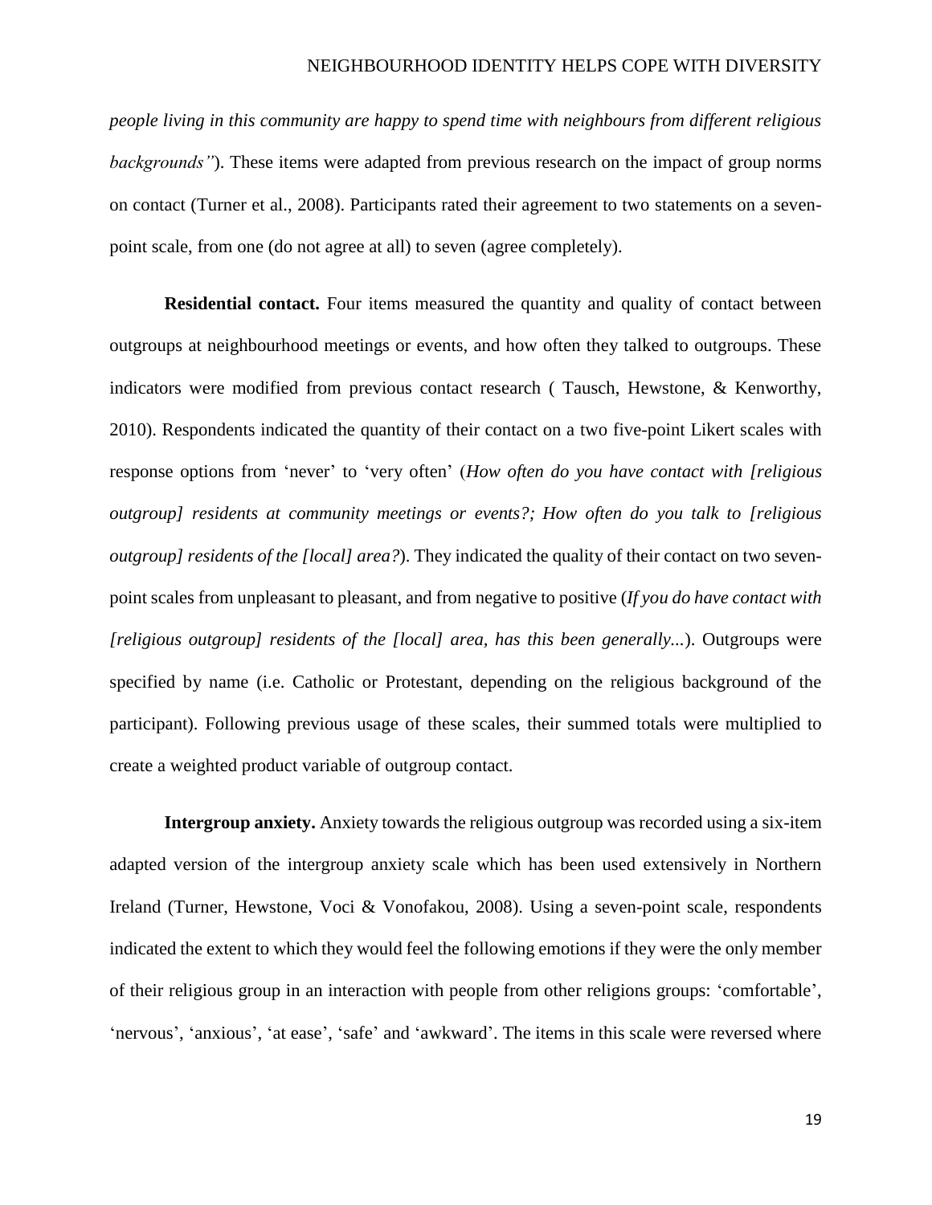*people living in this community are happy to spend time with neighbours from different religious backgrounds"*). These items were adapted from previous research on the impact of group norms on contact (Turner et al., 2008). Participants rated their agreement to two statements on a seven-point scale, from one (do not agree at all) to seven (agree completely).

**Residential contact.** Four items measured the quantity and quality of contact between outgroups at neighbourhood meetings or events, and how often they talked to outgroups. These indicators were modified from previous contact research ( Tausch, Hewstone, & Kenworthy, 2010). Respondents indicated the quantity of their contact on a two five-point Likert scales with response options from 'never' to 'very often' (*How often do you have contact with [religious outgroup] residents at community meetings or events?; How often do you talk to [religious outgroup] residents of the [local] area?*). They indicated the quality of their contact on two seven-point scales from unpleasant to pleasant, and from negative to positive (*If you do have contact with [religious outgroup] residents of the [local] area, has this been generally...*). Outgroups were specified by name (i.e. Catholic or Protestant, depending on the religious background of the participant). Following previous usage of these scales, their summed totals were multiplied to create a weighted product variable of outgroup contact.

**Intergroup anxiety.** Anxiety towards the religious outgroup was recorded using a six-item adapted version of the intergroup anxiety scale which has been used extensively in Northern Ireland (Turner, Hewstone, Voci & Vonofakou, 2008). Using a seven-point scale, respondents indicated the extent to which they would feel the following emotions if they were the only member of their religious group in an interaction with people from other religions groups: 'comfortable', 'nervous', 'anxious', 'at ease', 'safe' and 'awkward'. The items in this scale were reversed where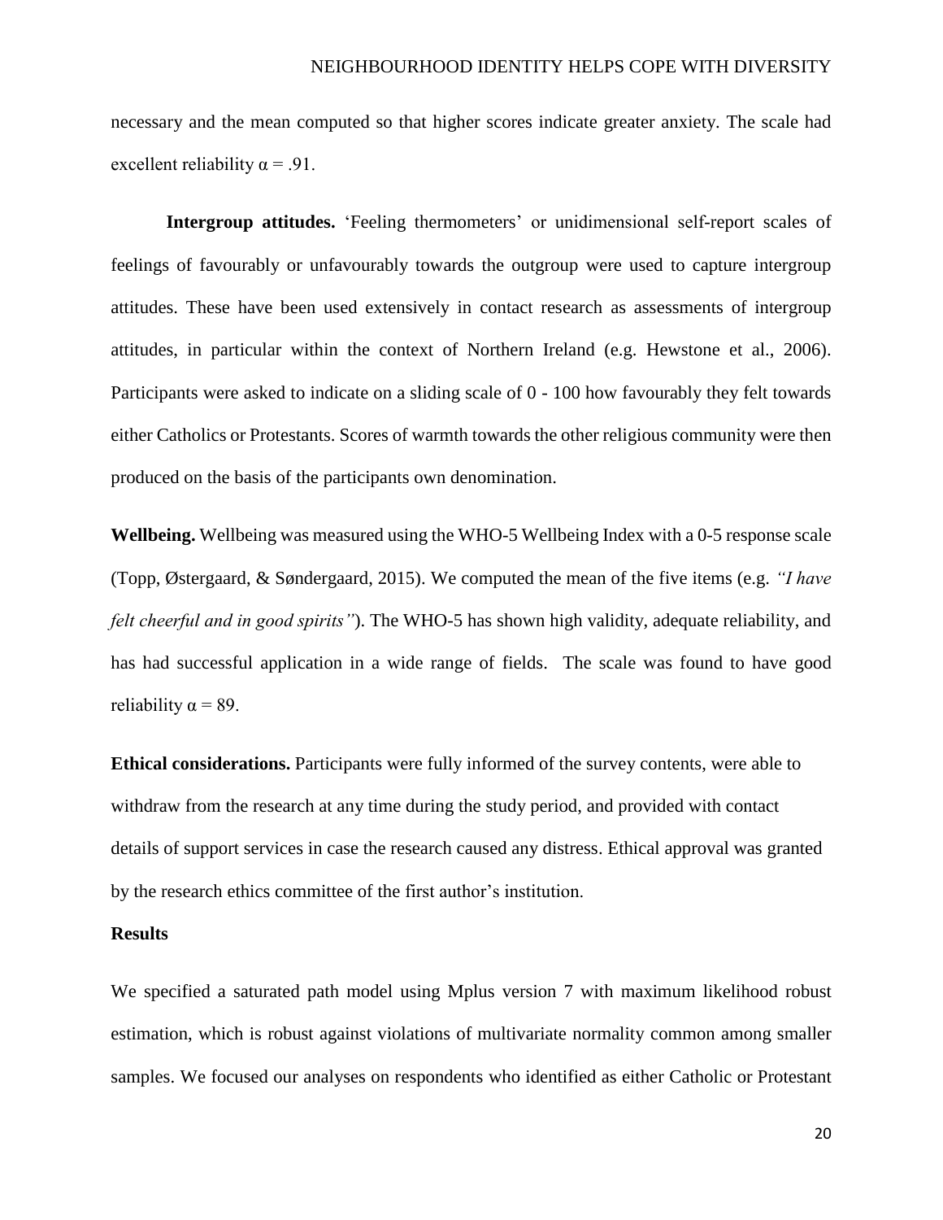necessary and the mean computed so that higher scores indicate greater anxiety. The scale had excellent reliability $\alpha = .91$.

**Intergroup attitudes.** 'Feeling thermometers' or unidimensional self-report scales of feelings of favourably or unfavourably towards the outgroup were used to capture intergroup attitudes. These have been used extensively in contact research as assessments of intergroup attitudes, in particular within the context of Northern Ireland (e.g. Hewstone et al., 2006). Participants were asked to indicate on a sliding scale of 0 - 100 how favourably they felt towards either Catholics or Protestants. Scores of warmth towards the other religious community were then produced on the basis of the participants own denomination.

**Wellbeing.** Wellbeing was measured using the WHO-5 Wellbeing Index with a 0-5 response scale (Topp, Østergaard, & Søndergaard, 2015). We computed the mean of the five items (e.g. *"I have felt cheerful and in good spirits"*). The WHO-5 has shown high validity, adequate reliability, and has had successful application in a wide range of fields. The scale was found to have good reliability $\alpha = 89$.

**Ethical considerations.** Participants were fully informed of the survey contents, were able to withdraw from the research at any time during the study period, and provided with contact details of support services in case the research caused any distress. Ethical approval was granted by the research ethics committee of the first author's institution.

## Results

We specified a saturated path model using Mplus version 7 with maximum likelihood robust estimation, which is robust against violations of multivariate normality common among smaller samples. We focused our analyses on respondents who identified as either Catholic or Protestant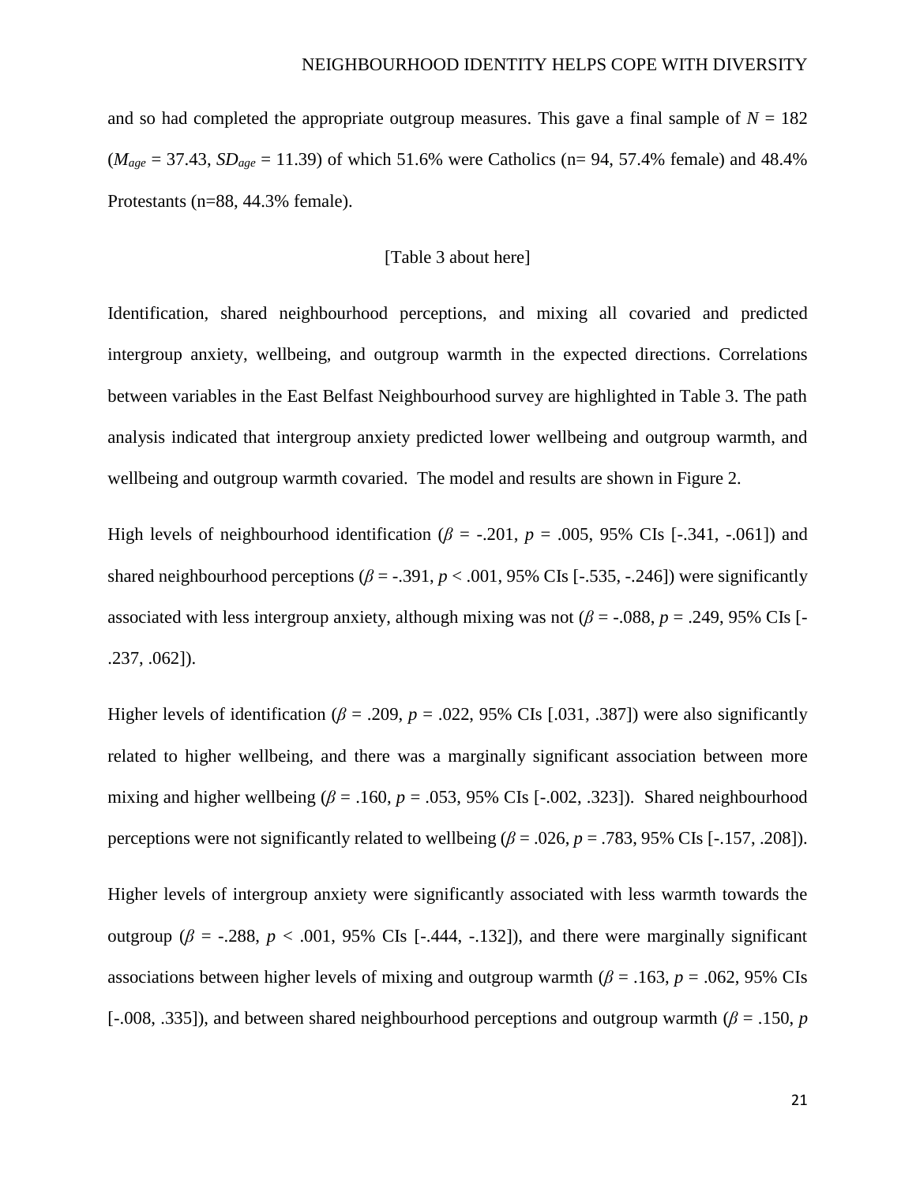and so had completed the appropriate outgroup measures. This gave a final sample of $N$ = 182 ($M_{age}$ = 37.43, $SD_{age}$ = 11.39) of which 51.6% were Catholics (n= 94, 57.4% female) and 48.4% Protestants (n=88, 44.3% female).

[Table 3 about here]

Identification, shared neighbourhood perceptions, and mixing all covaried and predicted intergroup anxiety, wellbeing, and outgroup warmth in the expected directions. Correlations between variables in the East Belfast Neighbourhood survey are highlighted in Table 3. The path analysis indicated that intergroup anxiety predicted lower wellbeing and outgroup warmth, and wellbeing and outgroup warmth covaried. The model and results are shown in Figure 2.

High levels of neighbourhood identification ($\beta$ = -.201, $p$ = .005, 95% CIs [-.341, -.061]) and shared neighbourhood perceptions ($\beta$ = -.391, $p$ < .001, 95% CIs [-.535, -.246]) were significantly associated with less intergroup anxiety, although mixing was not ($\beta$ = -.088, $p$ = .249, 95% CIs [-.237, .062]).

Higher levels of identification ($\beta$ = .209, $p$ = .022, 95% CIs [.031, .387]) were also significantly related to higher wellbeing, and there was a marginally significant association between more mixing and higher wellbeing ($\beta$ = .160, $p$ = .053, 95% CIs [-.002, .323]). Shared neighbourhood perceptions were not significantly related to wellbeing ($\beta$ = .026, $p$ = .783, 95% CIs [-.157, .208]).

Higher levels of intergroup anxiety were significantly associated with less warmth towards the outgroup ($\beta$ = -.288, $p$ < .001, 95% CIs [-.444, -.132]), and there were marginally significant associations between higher levels of mixing and outgroup warmth ($\beta$ = .163, $p$ = .062, 95% CIs [-.008, .335]), and between shared neighbourhood perceptions and outgroup warmth ($\beta$ = .150, $p$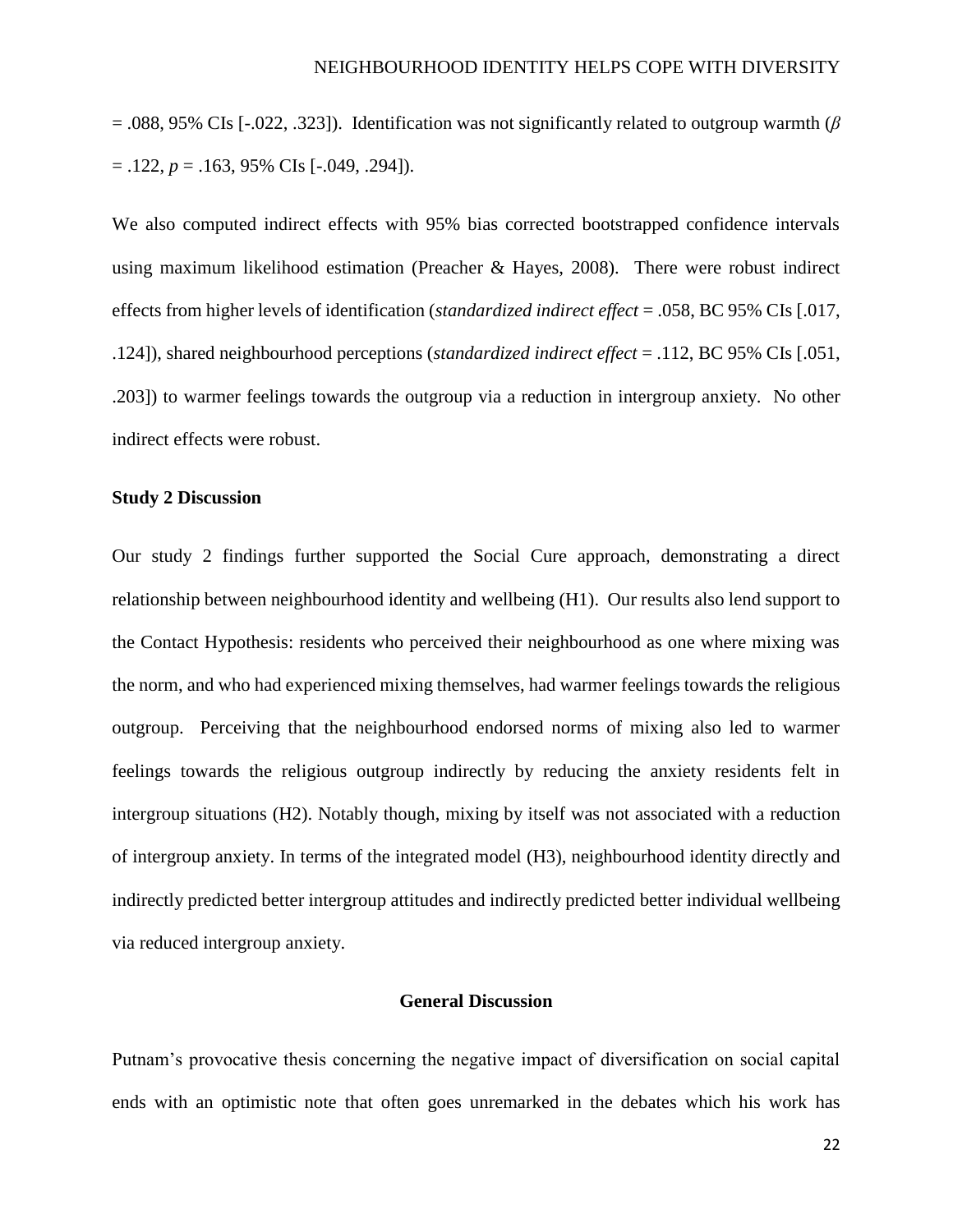= .088, 95% CIs [-.022, .323]). Identification was not significantly related to outgroup warmth ($\beta$ = .122, $p$ = .163, 95% CIs [-.049, .294]).

We also computed indirect effects with 95% bias corrected bootstrapped confidence intervals using maximum likelihood estimation (Preacher & Hayes, 2008). There were robust indirect effects from higher levels of identification (*standardized indirect effect* = .058, BC 95% CIs [.017, .124]), shared neighbourhood perceptions (*standardized indirect effect* = .112, BC 95% CIs [.051, .203]) to warmer feelings towards the outgroup via a reduction in intergroup anxiety. No other indirect effects were robust.

**Study 2 Discussion**

Our study 2 findings further supported the Social Cure approach, demonstrating a direct relationship between neighbourhood identity and wellbeing (H1). Our results also lend support to the Contact Hypothesis: residents who perceived their neighbourhood as one where mixing was the norm, and who had experienced mixing themselves, had warmer feelings towards the religious outgroup. Perceiving that the neighbourhood endorsed norms of mixing also led to warmer feelings towards the religious outgroup indirectly by reducing the anxiety residents felt in intergroup situations (H2). Notably though, mixing by itself was not associated with a reduction of intergroup anxiety. In terms of the integrated model (H3), neighbourhood identity directly and indirectly predicted better intergroup attitudes and indirectly predicted better individual wellbeing via reduced intergroup anxiety.

## General Discussion

Putnam's provocative thesis concerning the negative impact of diversification on social capital ends with an optimistic note that often goes unremarked in the debates which his work has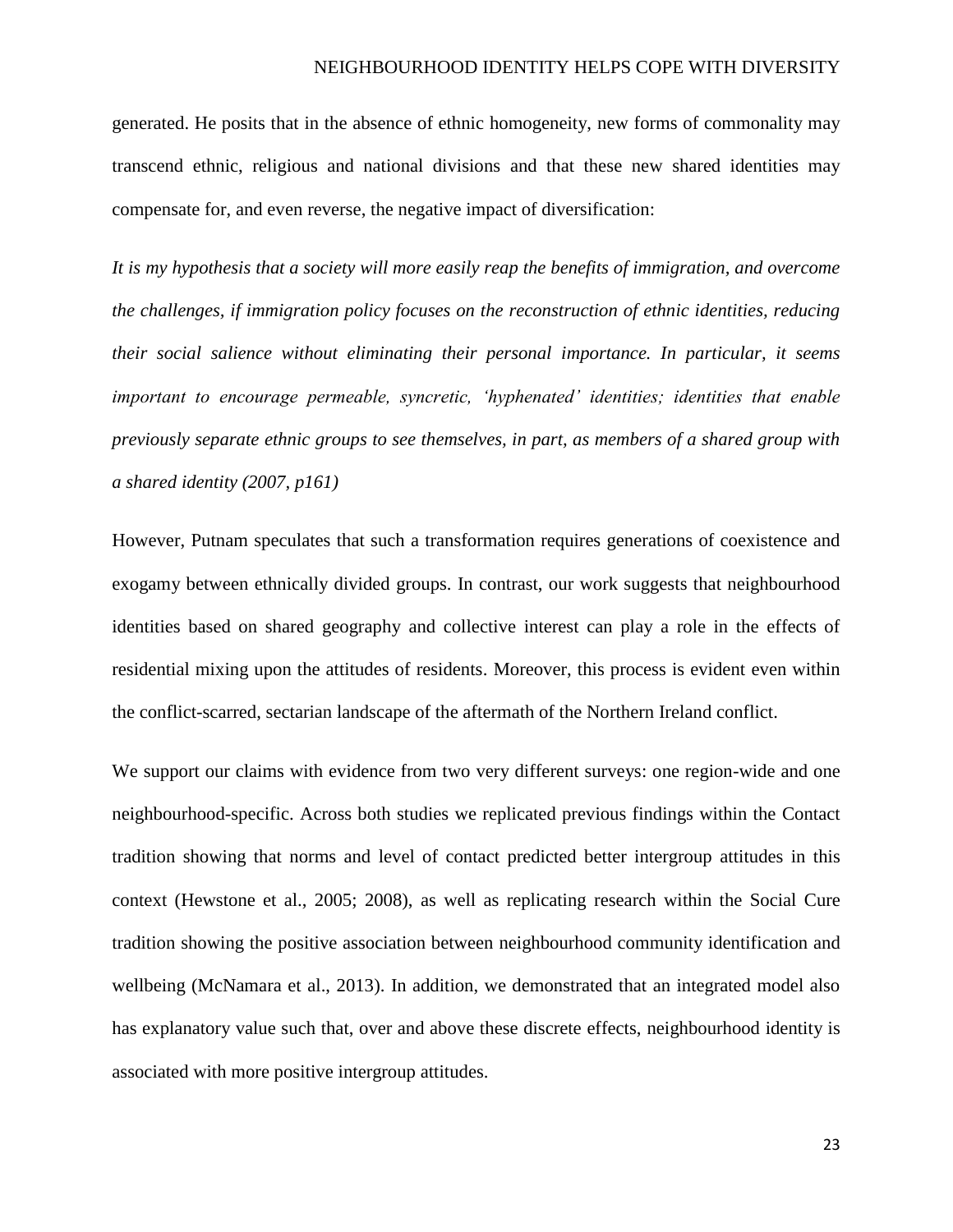generated. He posits that in the absence of ethnic homogeneity, new forms of commonality may transcend ethnic, religious and national divisions and that these new shared identities may compensate for, and even reverse, the negative impact of diversification:

*It is my hypothesis that a society will more easily reap the benefits of immigration, and overcome the challenges, if immigration policy focuses on the reconstruction of ethnic identities, reducing their social salience without eliminating their personal importance. In particular, it seems important to encourage permeable, syncretic, 'hyphenated' identities; identities that enable previously separate ethnic groups to see themselves, in part, as members of a shared group with a shared identity (2007, p161)*

However, Putnam speculates that such a transformation requires generations of coexistence and exogamy between ethnically divided groups. In contrast, our work suggests that neighbourhood identities based on shared geography and collective interest can play a role in the effects of residential mixing upon the attitudes of residents. Moreover, this process is evident even within the conflict-scarred, sectarian landscape of the aftermath of the Northern Ireland conflict.

We support our claims with evidence from two very different surveys: one region-wide and one neighbourhood-specific. Across both studies we replicated previous findings within the Contact tradition showing that norms and level of contact predicted better intergroup attitudes in this context (Hewstone et al., 2005; 2008), as well as replicating research within the Social Cure tradition showing the positive association between neighbourhood community identification and wellbeing (McNamara et al., 2013). In addition, we demonstrated that an integrated model also has explanatory value such that, over and above these discrete effects, neighbourhood identity is associated with more positive intergroup attitudes.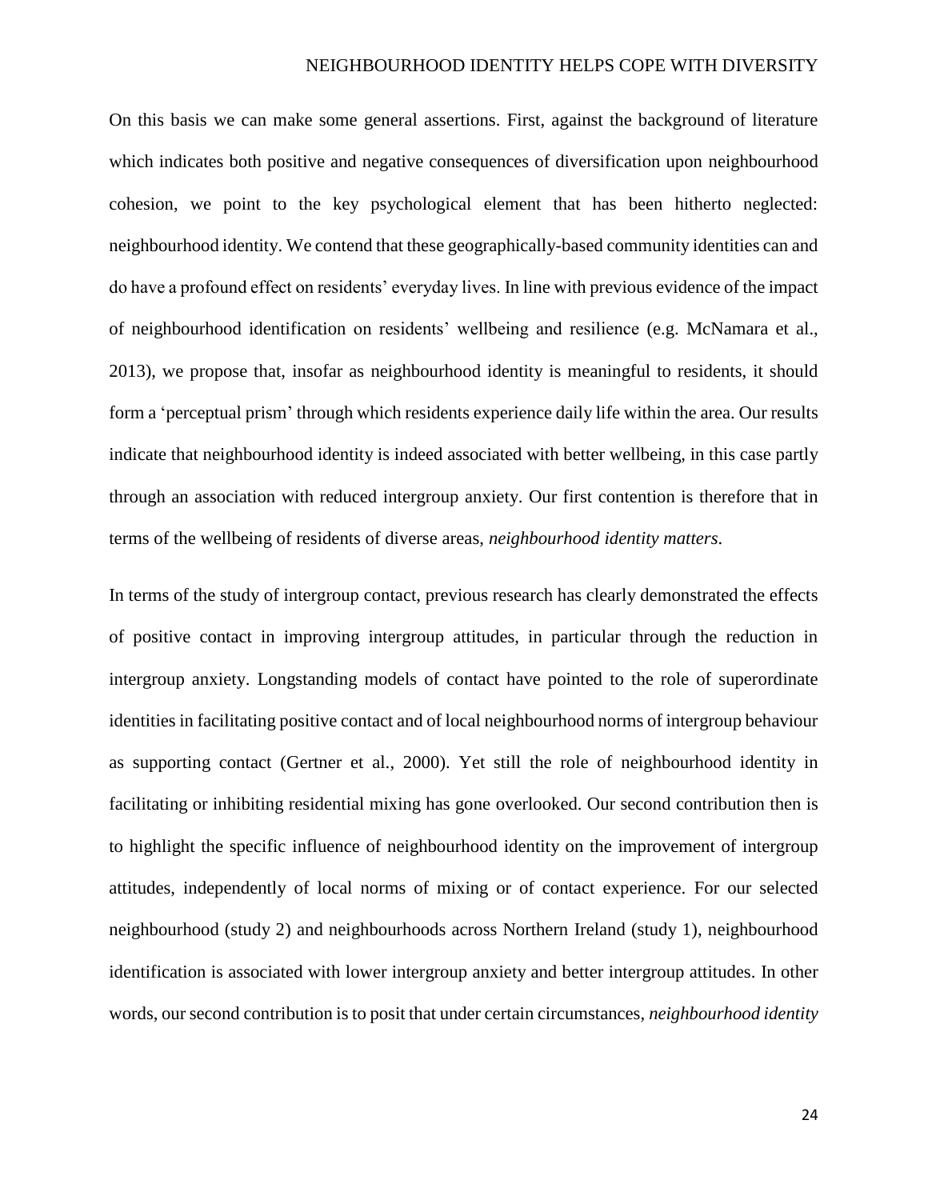On this basis we can make some general assertions. First, against the background of literature which indicates both positive and negative consequences of diversification upon neighbourhood cohesion, we point to the key psychological element that has been hitherto neglected: neighbourhood identity. We contend that these geographically-based community identities can and do have a profound effect on residents' everyday lives. In line with previous evidence of the impact of neighbourhood identification on residents' wellbeing and resilience (e.g. McNamara et al., 2013), we propose that, insofar as neighbourhood identity is meaningful to residents, it should form a 'perceptual prism' through which residents experience daily life within the area. Our results indicate that neighbourhood identity is indeed associated with better wellbeing, in this case partly through an association with reduced intergroup anxiety. Our first contention is therefore that in terms of the wellbeing of residents of diverse areas, *neighbourhood identity matters*.

In terms of the study of intergroup contact, previous research has clearly demonstrated the effects of positive contact in improving intergroup attitudes, in particular through the reduction in intergroup anxiety. Longstanding models of contact have pointed to the role of superordinate identities in facilitating positive contact and of local neighbourhood norms of intergroup behaviour as supporting contact (Gertner et al., 2000). Yet still the role of neighbourhood identity in facilitating or inhibiting residential mixing has gone overlooked. Our second contribution then is to highlight the specific influence of neighbourhood identity on the improvement of intergroup attitudes, independently of local norms of mixing or of contact experience. For our selected neighbourhood (study 2) and neighbourhoods across Northern Ireland (study 1), neighbourhood identification is associated with lower intergroup anxiety and better intergroup attitudes. In other words, our second contribution is to posit that under certain circumstances, *neighbourhood identity*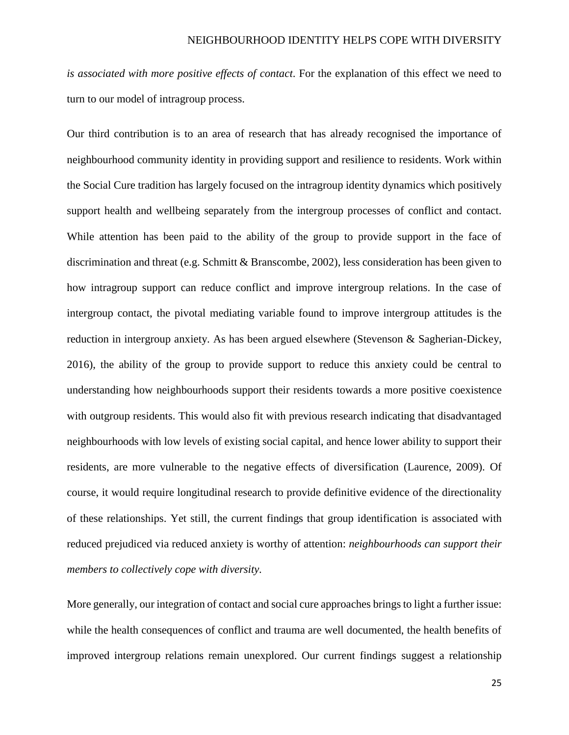*is associated with more positive effects of contact*. For the explanation of this effect we need to turn to our model of intragroup process.

Our third contribution is to an area of research that has already recognised the importance of neighbourhood community identity in providing support and resilience to residents. Work within the Social Cure tradition has largely focused on the intragroup identity dynamics which positively support health and wellbeing separately from the intergroup processes of conflict and contact. While attention has been paid to the ability of the group to provide support in the face of discrimination and threat (e.g. Schmitt & Branscombe, 2002), less consideration has been given to how intragroup support can reduce conflict and improve intergroup relations. In the case of intergroup contact, the pivotal mediating variable found to improve intergroup attitudes is the reduction in intergroup anxiety. As has been argued elsewhere (Stevenson & Sagherian-Dickey, 2016), the ability of the group to provide support to reduce this anxiety could be central to understanding how neighbourhoods support their residents towards a more positive coexistence with outgroup residents. This would also fit with previous research indicating that disadvantaged neighbourhoods with low levels of existing social capital, and hence lower ability to support their residents, are more vulnerable to the negative effects of diversification (Laurence, 2009). Of course, it would require longitudinal research to provide definitive evidence of the directionality of these relationships. Yet still, the current findings that group identification is associated with reduced prejudiced via reduced anxiety is worthy of attention: *neighbourhoods can support their members to collectively cope with diversity.*

More generally, our integration of contact and social cure approaches brings to light a further issue: while the health consequences of conflict and trauma are well documented, the health benefits of improved intergroup relations remain unexplored. Our current findings suggest a relationship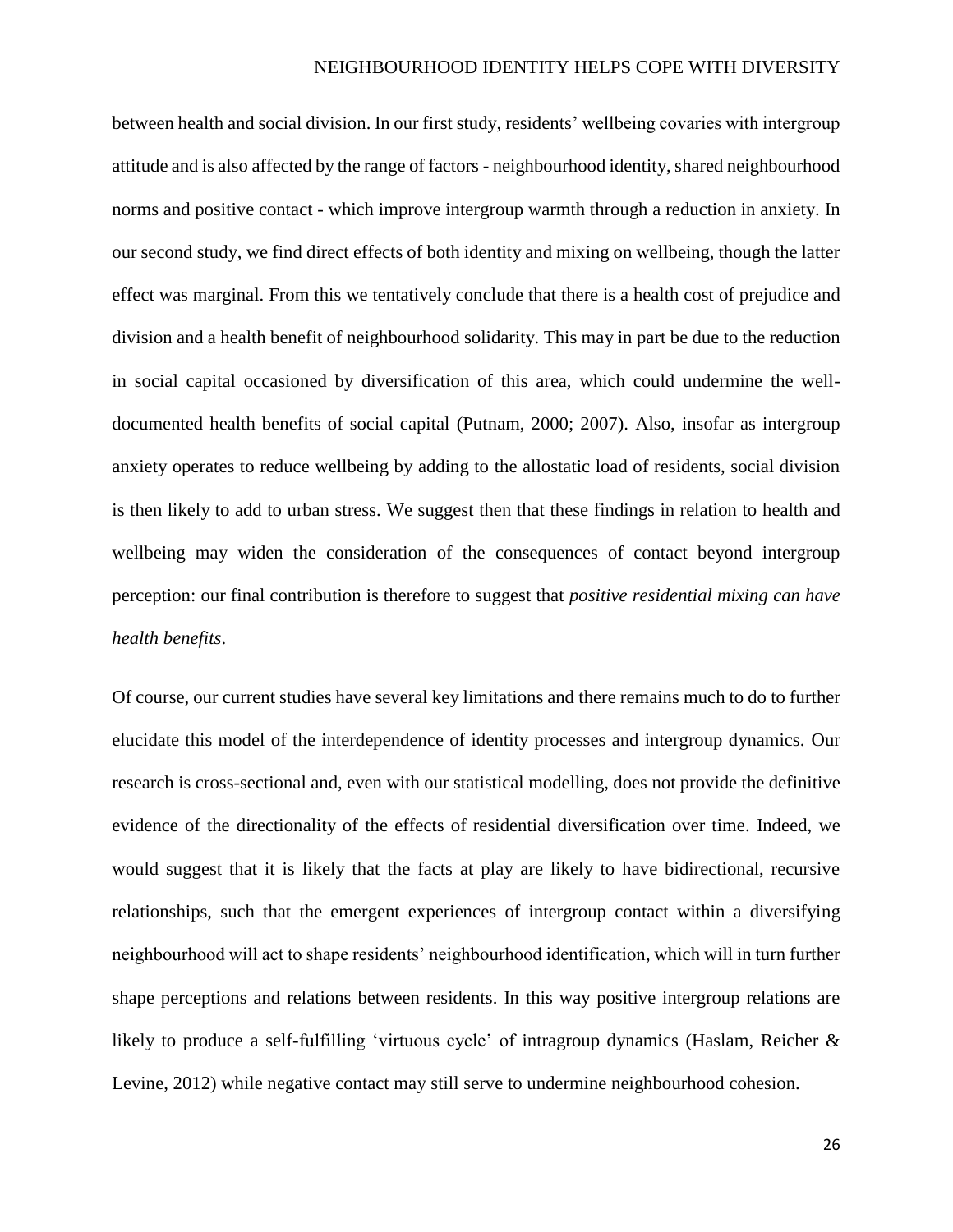between health and social division. In our first study, residents' wellbeing covaries with intergroup attitude and is also affected by the range of factors - neighbourhood identity, shared neighbourhood norms and positive contact - which improve intergroup warmth through a reduction in anxiety. In our second study, we find direct effects of both identity and mixing on wellbeing, though the latter effect was marginal. From this we tentatively conclude that there is a health cost of prejudice and division and a health benefit of neighbourhood solidarity. This may in part be due to the reduction in social capital occasioned by diversification of this area, which could undermine the well-documented health benefits of social capital (Putnam, 2000; 2007). Also, insofar as intergroup anxiety operates to reduce wellbeing by adding to the allostatic load of residents, social division is then likely to add to urban stress. We suggest then that these findings in relation to health and wellbeing may widen the consideration of the consequences of contact beyond intergroup perception: our final contribution is therefore to suggest that *positive residential mixing can have health benefits*.

Of course, our current studies have several key limitations and there remains much to do to further elucidate this model of the interdependence of identity processes and intergroup dynamics. Our research is cross-sectional and, even with our statistical modelling, does not provide the definitive evidence of the directionality of the effects of residential diversification over time. Indeed, we would suggest that it is likely that the facts at play are likely to have bidirectional, recursive relationships, such that the emergent experiences of intergroup contact within a diversifying neighbourhood will act to shape residents' neighbourhood identification, which will in turn further shape perceptions and relations between residents. In this way positive intergroup relations are likely to produce a self-fulfilling 'virtuous cycle' of intragroup dynamics (Haslam, Reicher & Levine, 2012) while negative contact may still serve to undermine neighbourhood cohesion.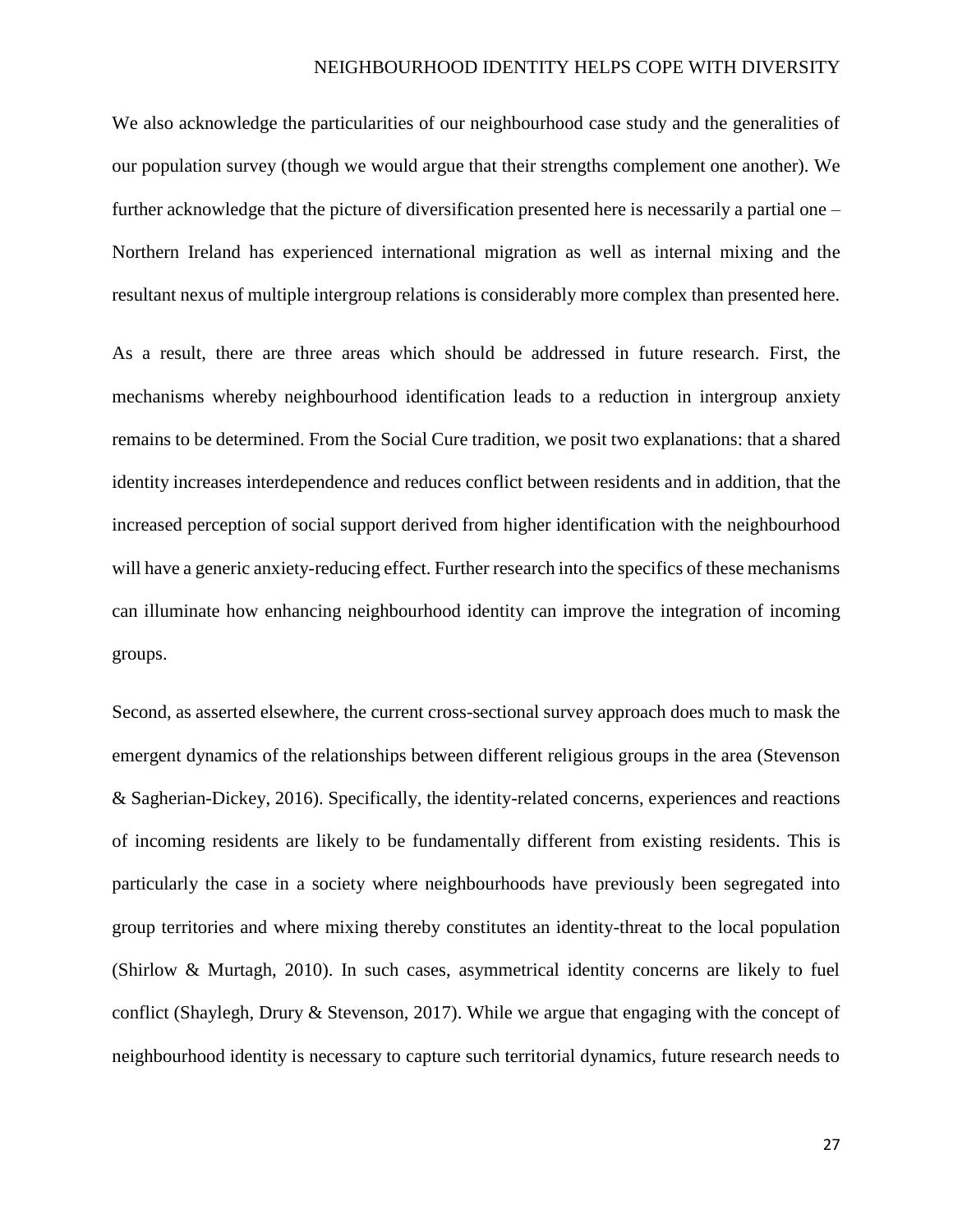We also acknowledge the particularities of our neighbourhood case study and the generalities of our population survey (though we would argue that their strengths complement one another). We further acknowledge that the picture of diversification presented here is necessarily a partial one – Northern Ireland has experienced international migration as well as internal mixing and the resultant nexus of multiple intergroup relations is considerably more complex than presented here.

As a result, there are three areas which should be addressed in future research. First, the mechanisms whereby neighbourhood identification leads to a reduction in intergroup anxiety remains to be determined. From the Social Cure tradition, we posit two explanations: that a shared identity increases interdependence and reduces conflict between residents and in addition, that the increased perception of social support derived from higher identification with the neighbourhood will have a generic anxiety-reducing effect. Further research into the specifics of these mechanisms can illuminate how enhancing neighbourhood identity can improve the integration of incoming groups.

Second, as asserted elsewhere, the current cross-sectional survey approach does much to mask the emergent dynamics of the relationships between different religious groups in the area (Stevenson & Sagherian-Dickey, 2016). Specifically, the identity-related concerns, experiences and reactions of incoming residents are likely to be fundamentally different from existing residents. This is particularly the case in a society where neighbourhoods have previously been segregated into group territories and where mixing thereby constitutes an identity-threat to the local population (Shirlow & Murtagh, 2010). In such cases, asymmetrical identity concerns are likely to fuel conflict (Shaylegh, Drury & Stevenson, 2017). While we argue that engaging with the concept of neighbourhood identity is necessary to capture such territorial dynamics, future research needs to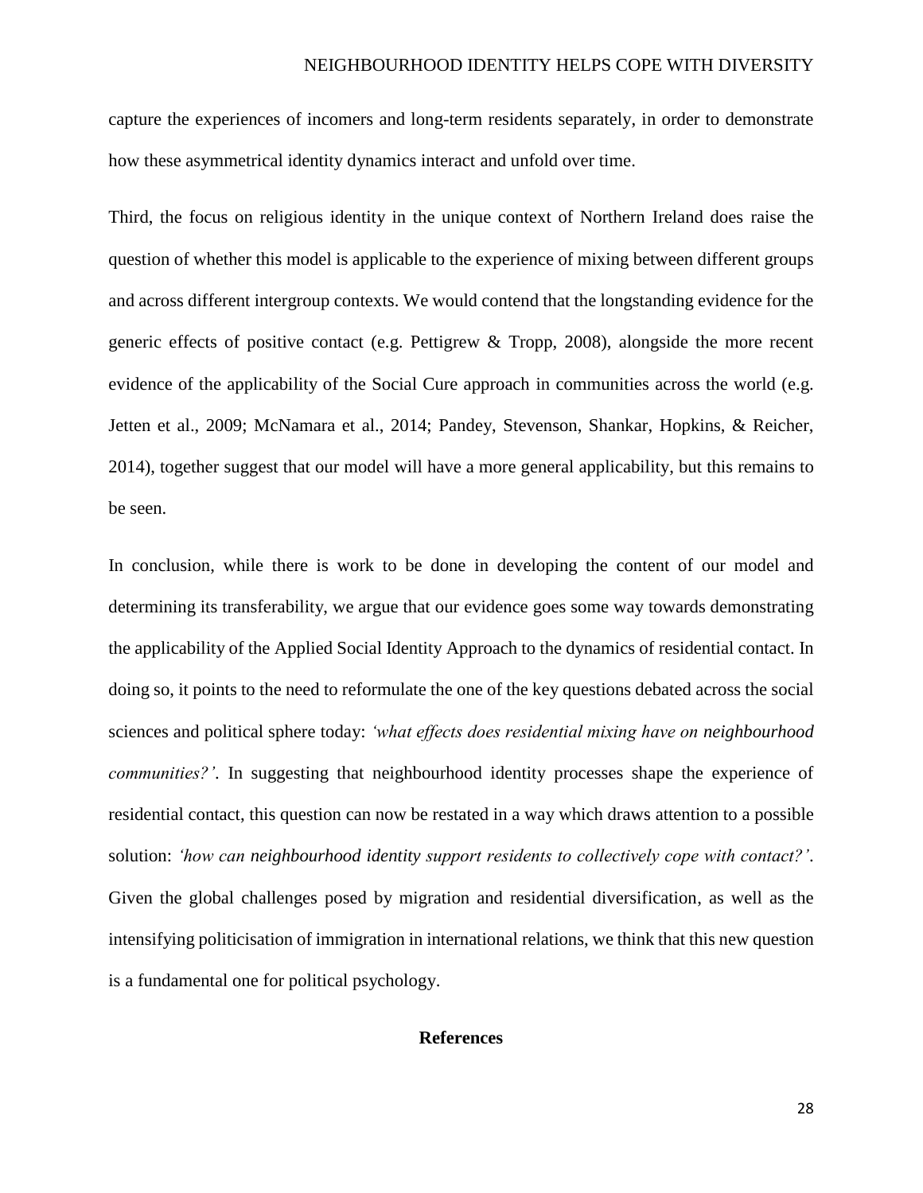capture the experiences of incomers and long-term residents separately, in order to demonstrate how these asymmetrical identity dynamics interact and unfold over time.

Third, the focus on religious identity in the unique context of Northern Ireland does raise the question of whether this model is applicable to the experience of mixing between different groups and across different intergroup contexts. We would contend that the longstanding evidence for the generic effects of positive contact (e.g. Pettigrew & Tropp, 2008), alongside the more recent evidence of the applicability of the Social Cure approach in communities across the world (e.g. Jetten et al., 2009; McNamara et al., 2014; Pandey, Stevenson, Shankar, Hopkins, & Reicher, 2014), together suggest that our model will have a more general applicability, but this remains to be seen.

In conclusion, while there is work to be done in developing the content of our model and determining its transferability, we argue that our evidence goes some way towards demonstrating the applicability of the Applied Social Identity Approach to the dynamics of residential contact. In doing so, it points to the need to reformulate the one of the key questions debated across the social sciences and political sphere today: *'what effects does residential mixing have on neighbourhood communities?'*. In suggesting that neighbourhood identity processes shape the experience of residential contact, this question can now be restated in a way which draws attention to a possible solution: *'how can neighbourhood identity support residents to collectively cope with contact?'*. Given the global challenges posed by migration and residential diversification, as well as the intensifying politicisation of immigration in international relations, we think that this new question is a fundamental one for political psychology.

## References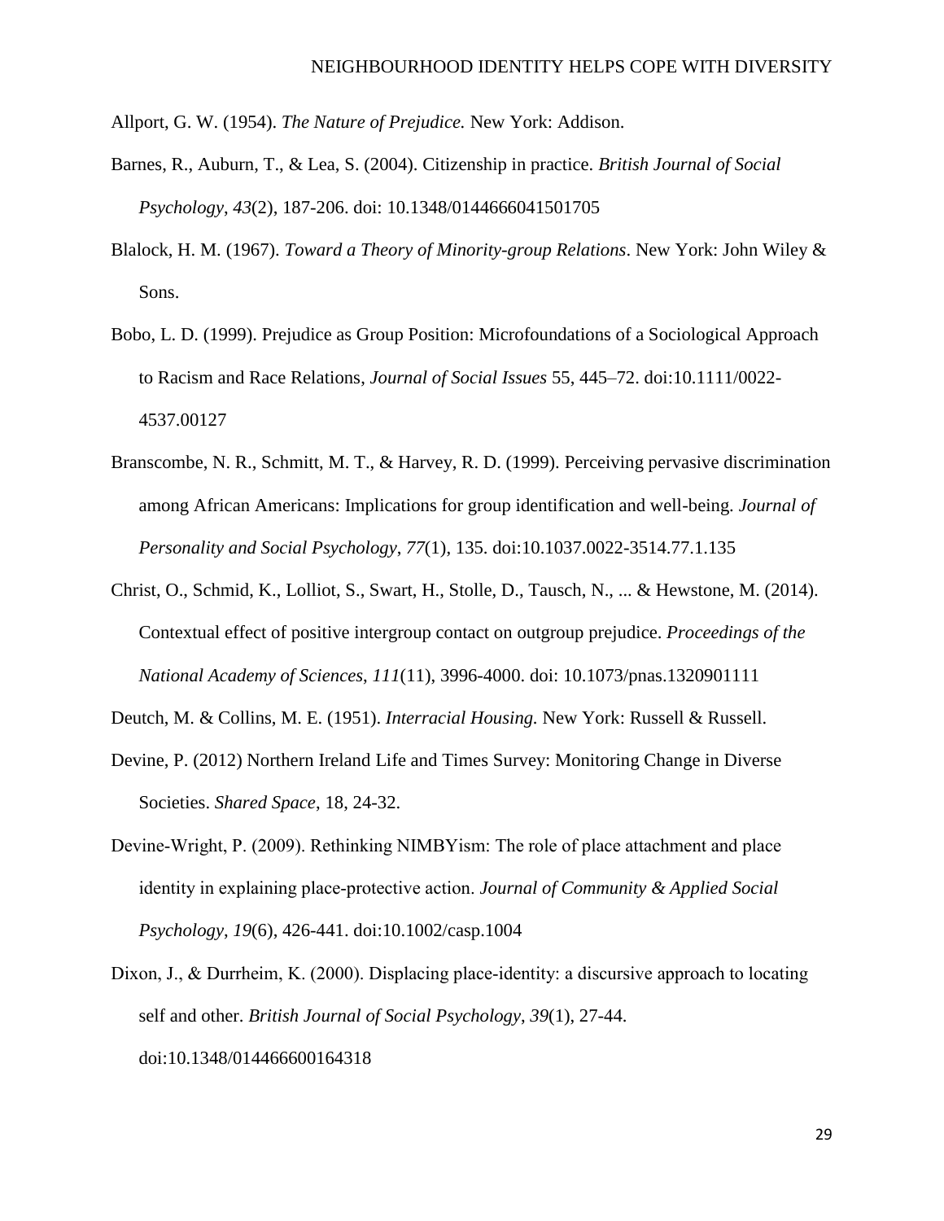Allport, G. W. (1954). *The Nature of Prejudice.* New York: Addison.

Barnes, R., Auburn, T., & Lea, S. (2004). Citizenship in practice. *British Journal of Social Psychology*, *43*(2), 187-206. doi: 10.1348/0144666041501705

Blalock, H. M. (1967). *Toward a Theory of Minority-group Relations*. New York: John Wiley & Sons.

Bobo, L. D. (1999). Prejudice as Group Position: Microfoundations of a Sociological Approach to Racism and Race Relations, *Journal of Social Issues* 55, 445–72. doi:10.1111/0022-4537.00127

Branscombe, N. R., Schmitt, M. T., & Harvey, R. D. (1999). Perceiving pervasive discrimination among African Americans: Implications for group identification and well-being. *Journal of Personality and Social Psychology*, *77*(1), 135. doi:10.1037.0022-3514.77.1.135

Christ, O., Schmid, K., Lolliot, S., Swart, H., Stolle, D., Tausch, N., ... & Hewstone, M. (2014). Contextual effect of positive intergroup contact on outgroup prejudice. *Proceedings of the National Academy of Sciences, 111*(11), 3996-4000. doi: 10.1073/pnas.1320901111

Deutch, M. & Collins, M. E. (1951). *Interracial Housing.* New York: Russell & Russell.

Devine, P. (2012) Northern Ireland Life and Times Survey: Monitoring Change in Diverse Societies. *Shared Space*, 18, 24-32.

Devine-Wright, P. (2009). Rethinking NIMBYism: The role of place attachment and place identity in explaining place-protective action. *Journal of Community & Applied Social Psychology*, *19*(6), 426-441. doi:10.1002/casp.1004

Dixon, J., & Durrheim, K. (2000). Displacing place-identity: a discursive approach to locating self and other. *British Journal of Social Psychology*, *39*(1), 27-44. doi:10.1348/014466600164318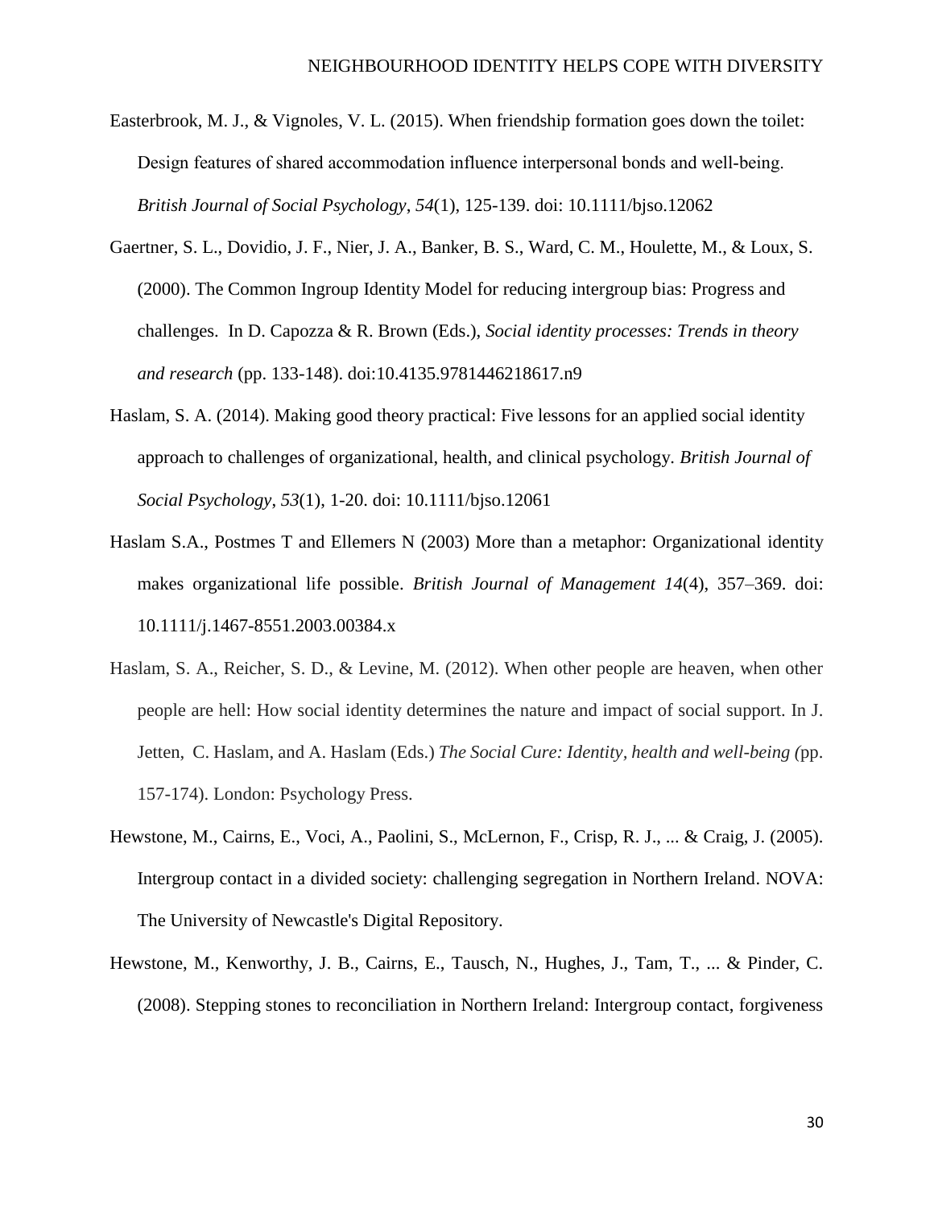Easterbrook, M. J., & Vignoles, V. L. (2015). When friendship formation goes down the toilet: Design features of shared accommodation influence interpersonal bonds and well-being. *British Journal of Social Psychology*, *54*(1), 125-139. doi: 10.1111/bjso.12062

Gaertner, S. L., Dovidio, J. F., Nier, J. A., Banker, B. S., Ward, C. M., Houlette, M., & Loux, S. (2000). The Common Ingroup Identity Model for reducing intergroup bias: Progress and challenges. In D. Capozza & R. Brown (Eds.), *Social identity processes: Trends in theory and research* (pp. 133-148). doi:10.4135.9781446218617.n9

Haslam, S. A. (2014). Making good theory practical: Five lessons for an applied social identity approach to challenges of organizational, health, and clinical psychology. *British Journal of Social Psychology*, *53*(1), 1-20. doi: 10.1111/bjso.12061

Haslam S.A., Postmes T and Ellemers N (2003) More than a metaphor: Organizational identity makes organizational life possible. *British Journal of Management 14*(4), 357–369. doi: 10.1111/j.1467-8551.2003.00384.x

Haslam, S. A., Reicher, S. D., & Levine, M. (2012). When other people are heaven, when other people are hell: How social identity determines the nature and impact of social support. In J. Jetten, C. Haslam, and A. Haslam (Eds.) *The Social Cure: Identity, health and well-being (*pp. 157-174). London: Psychology Press.

Hewstone, M., Cairns, E., Voci, A., Paolini, S., McLernon, F., Crisp, R. J., ... & Craig, J. (2005). Intergroup contact in a divided society: challenging segregation in Northern Ireland. NOVA: The University of Newcastle's Digital Repository.

Hewstone, M., Kenworthy, J. B., Cairns, E., Tausch, N., Hughes, J., Tam, T., ... & Pinder, C. (2008). Stepping stones to reconciliation in Northern Ireland: Intergroup contact, forgiveness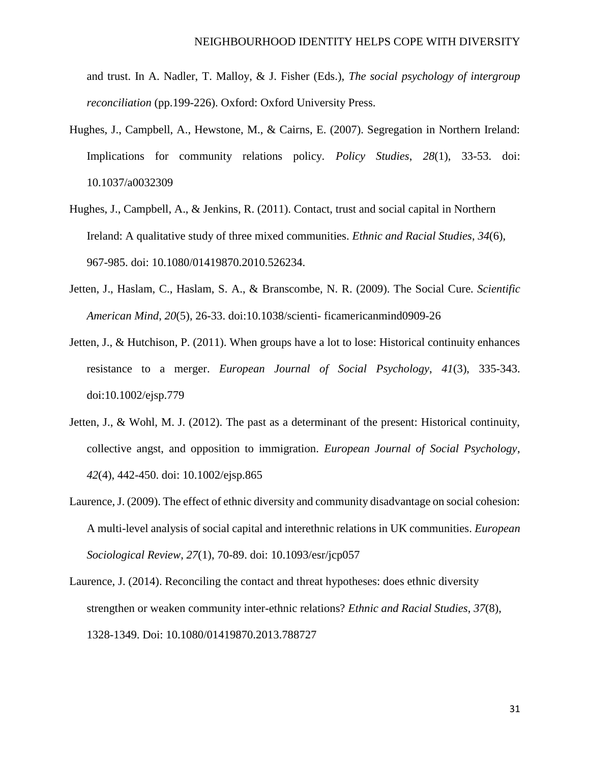and trust. In A. Nadler, T. Malloy, & J. Fisher (Eds.), *The social psychology of intergroup reconciliation* (pp.199-226). Oxford: Oxford University Press.

Hughes, J., Campbell, A., Hewstone, M., & Cairns, E. (2007). Segregation in Northern Ireland: Implications for community relations policy. *Policy Studies*, *28*(1), 33-53. doi: 10.1037/a0032309

Hughes, J., Campbell, A., & Jenkins, R. (2011). Contact, trust and social capital in Northern Ireland: A qualitative study of three mixed communities. *Ethnic and Racial Studies*, *34*(6), 967-985. doi: 10.1080/01419870.2010.526234.

Jetten, J., Haslam, C., Haslam, S. A., & Branscombe, N. R. (2009). The Social Cure. *Scientific American Mind*, *20*(5), 26-33. doi:10.1038/scienti- ficamericanmind0909-26

Jetten, J., & Hutchison, P. (2011). When groups have a lot to lose: Historical continuity enhances resistance to a merger. *European Journal of Social Psychology*, *41*(3), 335-343. doi:10.1002/ejsp.779

Jetten, J., & Wohl, M. J. (2012). The past as a determinant of the present: Historical continuity, collective angst, and opposition to immigration. *European Journal of Social Psychology*, *42*(4), 442-450. doi: 10.1002/ejsp.865

Laurence, J. (2009). The effect of ethnic diversity and community disadvantage on social cohesion: A multi-level analysis of social capital and interethnic relations in UK communities. *European Sociological Review*, *27*(1), 70-89. doi: 10.1093/esr/jcp057

Laurence, J. (2014). Reconciling the contact and threat hypotheses: does ethnic diversity strengthen or weaken community inter-ethnic relations? *Ethnic and Racial Studies*, *37*(8), 1328-1349. Doi: 10.1080/01419870.2013.788727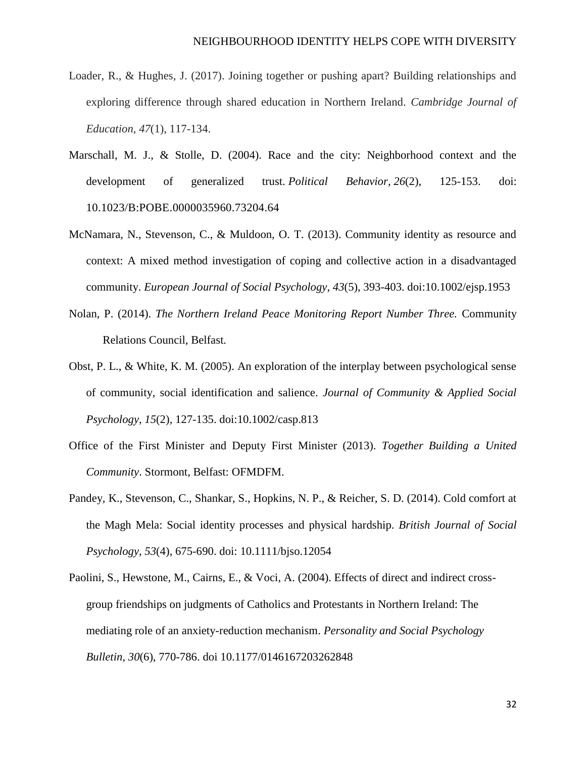Loader, R., & Hughes, J. (2017). Joining together or pushing apart? Building relationships and exploring difference through shared education in Northern Ireland. *Cambridge Journal of Education*, *47*(1), 117-134.

Marschall, M. J., & Stolle, D. (2004). Race and the city: Neighborhood context and the development of generalized trust. *Political Behavior*, *26*(2), 125-153. doi: 10.1023/B:POBE.0000035960.73204.64

McNamara, N., Stevenson, C., & Muldoon, O. T. (2013). Community identity as resource and context: A mixed method investigation of coping and collective action in a disadvantaged community. *European Journal of Social Psychology*, *43*(5), 393-403. doi:10.1002/ejsp.1953

Nolan, P. (2014). *The Northern Ireland Peace Monitoring Report Number Three.* Community Relations Council, Belfast.

Obst, P. L., & White, K. M. (2005). An exploration of the interplay between psychological sense of community, social identification and salience. *Journal of Community & Applied Social Psychology*, *15*(2), 127-135. doi:10.1002/casp.813

Office of the First Minister and Deputy First Minister (2013). *Together Building a United Community*. Stormont, Belfast: OFMDFM.

Pandey, K., Stevenson, C., Shankar, S., Hopkins, N. P., & Reicher, S. D. (2014). Cold comfort at the Magh Mela: Social identity processes and physical hardship. *British Journal of Social Psychology*, *53*(4), 675-690. doi: 10.1111/bjso.12054

Paolini, S., Hewstone, M., Cairns, E., & Voci, A. (2004). Effects of direct and indirect cross-group friendships on judgments of Catholics and Protestants in Northern Ireland: The mediating role of an anxiety-reduction mechanism. *Personality and Social Psychology Bulletin*, *30*(6), 770-786. doi 10.1177/0146167203262848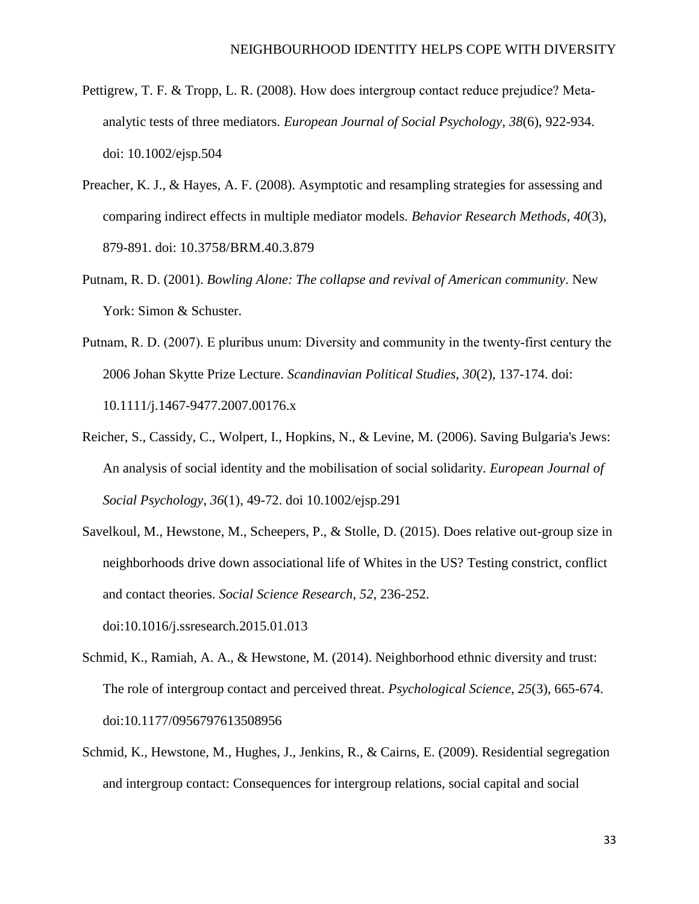Pettigrew, T. F. & Tropp, L. R. (2008). How does intergroup contact reduce prejudice? Meta-analytic tests of three mediators. *European Journal of Social Psychology*, *38*(6), 922-934. doi: 10.1002/ejsp.504

Preacher, K. J., & Hayes, A. F. (2008). Asymptotic and resampling strategies for assessing and comparing indirect effects in multiple mediator models. *Behavior Research Methods*, *40*(3), 879-891. doi: 10.3758/BRM.40.3.879

Putnam, R. D. (2001). *Bowling Alone: The collapse and revival of American community*. New York: Simon & Schuster.

Putnam, R. D. (2007). E pluribus unum: Diversity and community in the twenty-first century the 2006 Johan Skytte Prize Lecture. *Scandinavian Political Studies*, *30*(2), 137-174. doi: 10.1111/j.1467-9477.2007.00176.x

Reicher, S., Cassidy, C., Wolpert, I., Hopkins, N., & Levine, M. (2006). Saving Bulgaria's Jews: An analysis of social identity and the mobilisation of social solidarity. *European Journal of Social Psychology*, *36*(1), 49-72. doi 10.1002/ejsp.291

Savelkoul, M., Hewstone, M., Scheepers, P., & Stolle, D. (2015). Does relative out-group size in neighborhoods drive down associational life of Whites in the US? Testing constrict, conflict and contact theories. *Social Science Research*, *52*, 236-252. doi:10.1016/j.ssresearch.2015.01.013

Schmid, K., Ramiah, A. A., & Hewstone, M. (2014). Neighborhood ethnic diversity and trust: The role of intergroup contact and perceived threat. *Psychological Science*, *25*(3), 665-674. doi:10.1177/0956797613508956

Schmid, K., Hewstone, M., Hughes, J., Jenkins, R., & Cairns, E. (2009). Residential segregation and intergroup contact: Consequences for intergroup relations, social capital and social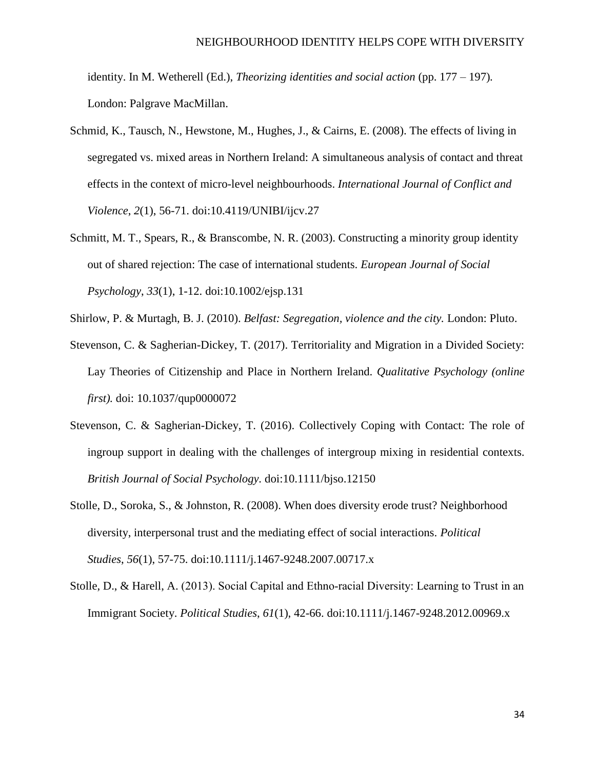identity. In M. Wetherell (Ed.), *Theorizing identities and social action* (pp. 177 – 197). London: Palgrave MacMillan.

Schmid, K., Tausch, N., Hewstone, M., Hughes, J., & Cairns, E. (2008). The effects of living in segregated vs. mixed areas in Northern Ireland: A simultaneous analysis of contact and threat effects in the context of micro-level neighbourhoods. *International Journal of Conflict and Violence*, *2*(1), 56-71. doi:10.4119/UNIBI/ijcv.27

Schmitt, M. T., Spears, R., & Branscombe, N. R. (2003). Constructing a minority group identity out of shared rejection: The case of international students. *European Journal of Social Psychology*, *33*(1), 1-12. doi:10.1002/ejsp.131

Shirlow, P. & Murtagh, B. J. (2010). *Belfast: Segregation, violence and the city.* London: Pluto.

Stevenson, C. & Sagherian-Dickey, T. (2017). Territoriality and Migration in a Divided Society: Lay Theories of Citizenship and Place in Northern Ireland. *Qualitative Psychology (online first).* doi: 10.1037/qup0000072

Stevenson, C. & Sagherian-Dickey, T. (2016). Collectively Coping with Contact: The role of ingroup support in dealing with the challenges of intergroup mixing in residential contexts. *British Journal of Social Psychology*. doi:10.1111/bjso.12150

Stolle, D., Soroka, S., & Johnston, R. (2008). When does diversity erode trust? Neighborhood diversity, interpersonal trust and the mediating effect of social interactions. *Political Studies*, *56*(1), 57-75. doi:10.1111/j.1467-9248.2007.00717.x

Stolle, D., & Harell, A. (2013). Social Capital and Ethno-racial Diversity: Learning to Trust in an Immigrant Society. *Political Studies*, *61*(1), 42-66. doi:10.1111/j.1467-9248.2012.00969.x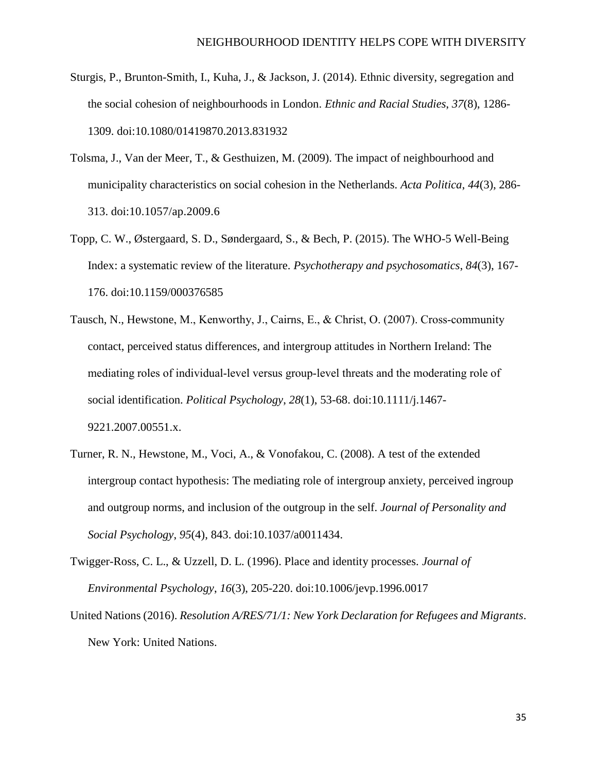Sturgis, P., Brunton-Smith, I., Kuha, J., & Jackson, J. (2014). Ethnic diversity, segregation and the social cohesion of neighbourhoods in London. *Ethnic and Racial Studies*, *37*(8), 1286-1309. doi:10.1080/01419870.2013.831932

Tolsma, J., Van der Meer, T., & Gesthuizen, M. (2009). The impact of neighbourhood and municipality characteristics on social cohesion in the Netherlands. *Acta Politica*, *44*(3), 286-313. doi:10.1057/ap.2009.6

Topp, C. W., Østergaard, S. D., Søndergaard, S., & Bech, P. (2015). The WHO-5 Well-Being Index: a systematic review of the literature. *Psychotherapy and psychosomatics*, *84*(3), 167-176. doi:10.1159/000376585

Tausch, N., Hewstone, M., Kenworthy, J., Cairns, E., & Christ, O. (2007). Cross-community contact, perceived status differences, and intergroup attitudes in Northern Ireland: The mediating roles of individual-level versus group-level threats and the moderating role of social identification. *Political Psychology*, *28*(1), 53-68. doi:10.1111/j.1467-9221.2007.00551.x.

Turner, R. N., Hewstone, M., Voci, A., & Vonofakou, C. (2008). A test of the extended intergroup contact hypothesis: The mediating role of intergroup anxiety, perceived ingroup and outgroup norms, and inclusion of the outgroup in the self. *Journal of Personality and Social Psychology*, *95*(4), 843. doi:10.1037/a0011434.

Twigger-Ross, C. L., & Uzzell, D. L. (1996). Place and identity processes. *Journal of Environmental Psychology*, *16*(3), 205-220. doi:10.1006/jevp.1996.0017

United Nations (2016). *Resolution A/RES/71/1: New York Declaration for Refugees and Migrants*. New York: United Nations.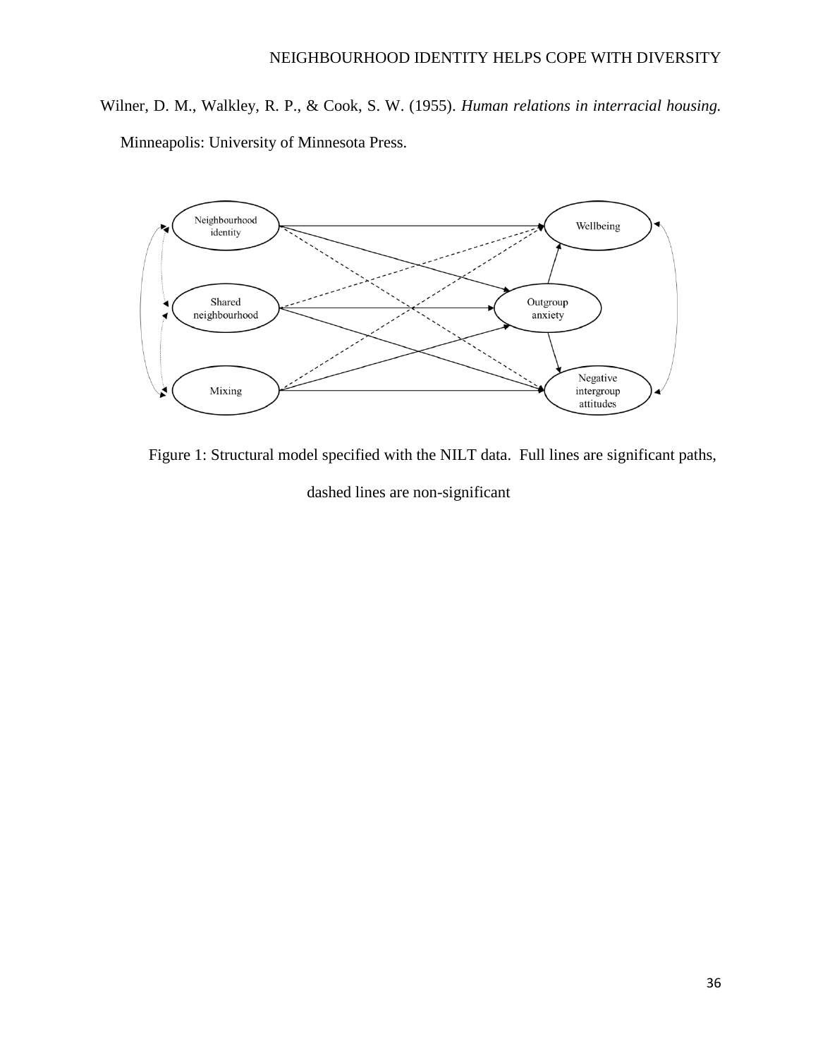Wilner, D. M., Walkley, R. P., & Cook, S. W. (1955). *Human relations in interracial housing.* Minneapolis: University of Minnesota Press.

Figure 1: Structural model specified with the NILT data. Full lines are significant paths, dashed lines are non-significant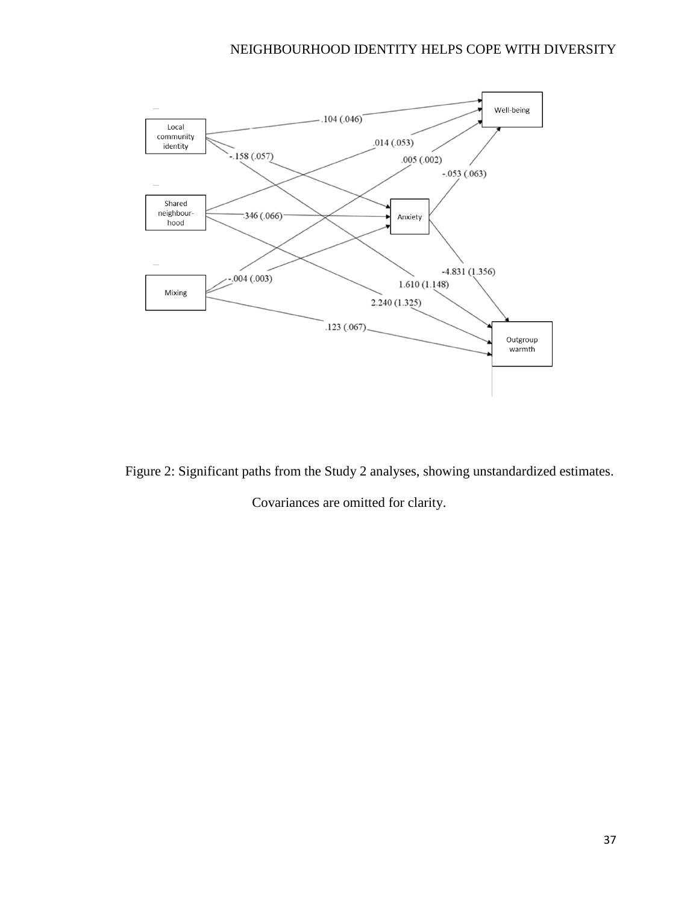Figure 2: Significant paths from the Study 2 analyses, showing unstandardized estimates. Covariances are omitted for clarity.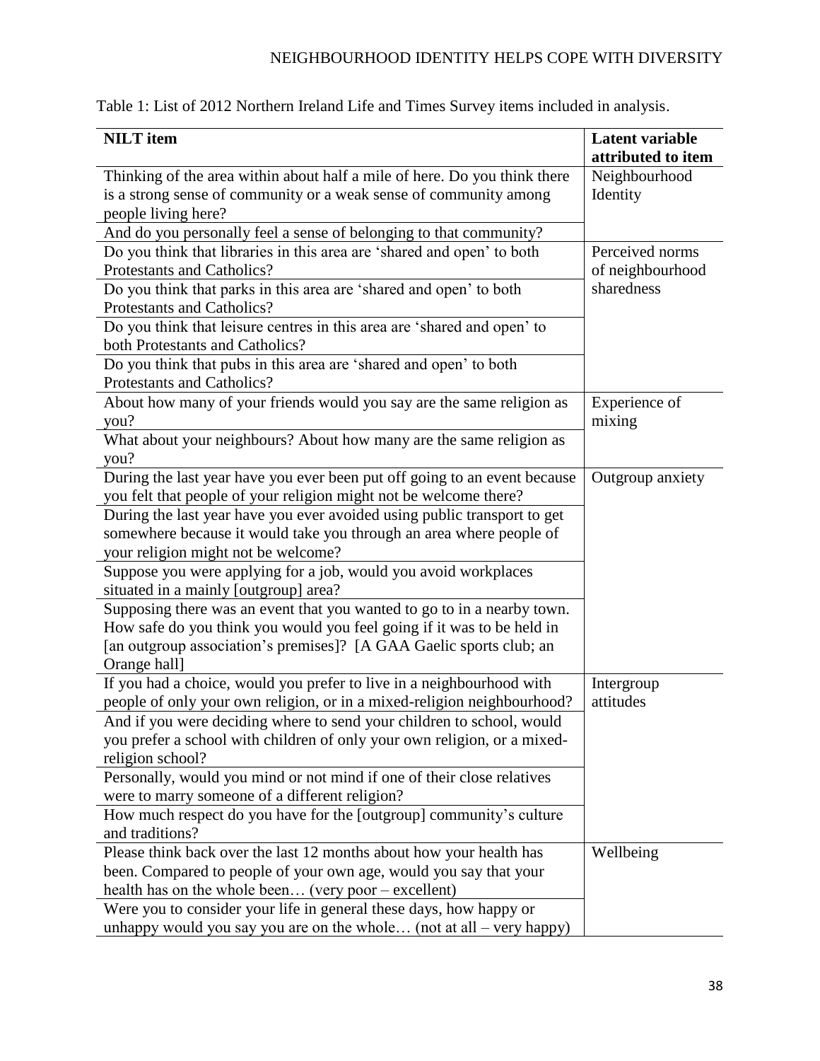Table 1: List of 2012 Northern Ireland Life and Times Survey items included in analysis.

| NILT item | Latent variable attributed to item |
|---|---|
| Thinking of the area within about half a mile of here. Do you think there is a strong sense of community or a weak sense of community among people living here? | Neighbourhood Identity |
| And do you personally feel a sense of belonging to that community? | |
| Do you think that libraries in this area are 'shared and open' to both Protestants and Catholics? | Perceived norms of neighbourhood sharedness |
| Do you think that parks in this area are 'shared and open' to both Protestants and Catholics? | |
| Do you think that leisure centres in this area are 'shared and open' to both Protestants and Catholics? | |
| Do you think that pubs in this area are 'shared and open' to both Protestants and Catholics? | |
| About how many of your friends would you say are the same religion as you? | Experience of mixing |
| What about your neighbours? About how many are the same religion as you? | |
| During the last year have you ever been put off going to an event because you felt that people of your religion might not be welcome there? | Outgroup anxiety |
| During the last year have you ever avoided using public transport to get somewhere because it would take you through an area where people of your religion might not be welcome? | |
| Suppose you were applying for a job, would you avoid workplaces situated in a mainly [outgroup] area? | |
| Supposing there was an event that you wanted to go to in a nearby town. How safe do you think you would you feel going if it was to be held in [an outgroup association's premises]? [A GAA Gaelic sports club; an Orange hall] | |
| If you had a choice, would you prefer to live in a neighbourhood with people of only your own religion, or in a mixed-religion neighbourhood? | Intergroup attitudes |
| And if you were deciding where to send your children to school, would you prefer a school with children of only your own religion, or a mixed-religion school? | |
| Personally, would you mind or not mind if one of their close relatives were to marry someone of a different religion? | |
| How much respect do you have for the [outgroup] community's culture and traditions? | |
| Please think back over the last 12 months about how your health has been. Compared to people of your own age, would you say that your health has on the whole been… (very poor – excellent) | Wellbeing |
| Were you to consider your life in general these days, how happy or unhappy would you say you are on the whole… (not at all – very happy) | |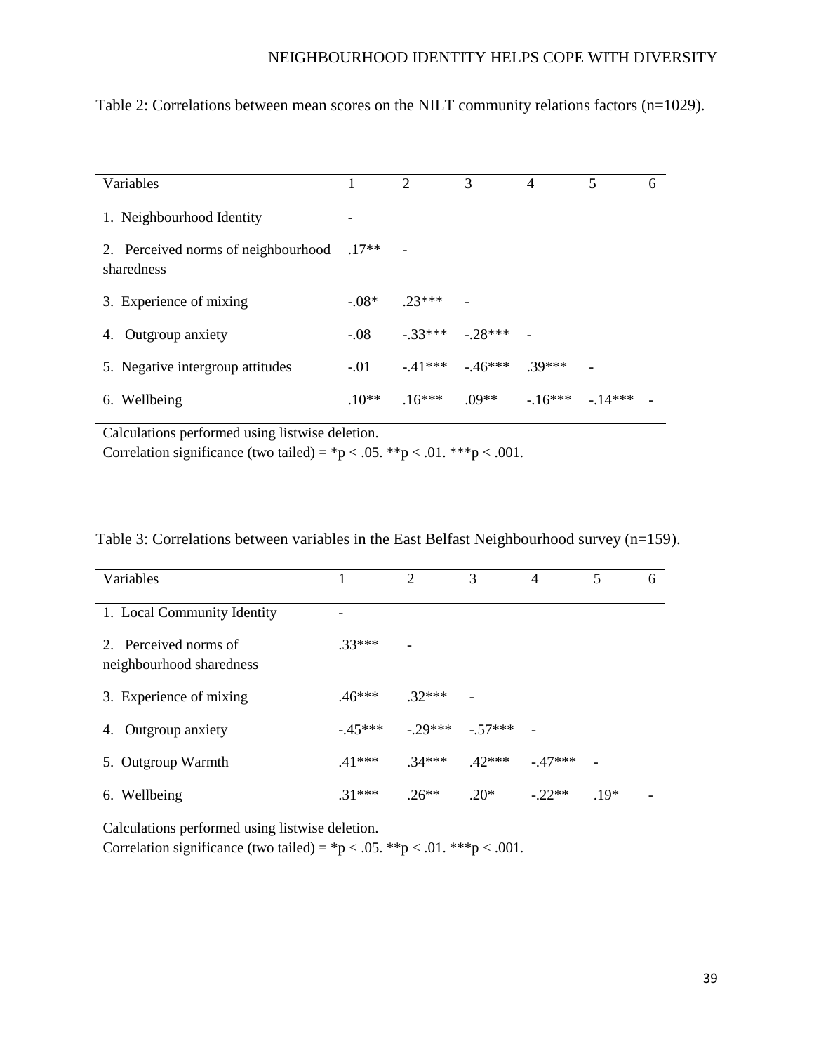Table 2: Correlations between mean scores on the NILT community relations factors (n=1029).

| Variables | 1 | 2 | 3 | 4 | 5 | 6 |
|---|---|---|---|---|---|---|
| 1. Neighbourhood Identity | - | | | | | |
| 2. Perceived norms of neighbourhood sharedness | .17** | - | | | | |
| 3. Experience of mixing | -.08* | .23*** | - | | | |
| 4. Outgroup anxiety | -.08 | -.33*** | -.28*** | - | | |
| 5. Negative intergroup attitudes | -.01 | -.41*** | -.46*** | .39*** | - | |
| 6. Wellbeing | .10** | .16*** | .09** | -.16*** | -.14*** | - |

Calculations performed using listwise deletion.
Correlation significance (two tailed) = *p < .05. **p < .01. ***p < .001.

Table 3: Correlations between variables in the East Belfast Neighbourhood survey (n=159).

| Variables | 1 | 2 | 3 | 4 | 5 | 6 |
|---|---|---|---|---|---|---|
| 1. Local Community Identity | - | | | | | |
| 2. Perceived norms of neighbourhood sharedness | .33*** | - | | | | |
| 3. Experience of mixing | .46*** | .32*** | - | | | |
| 4. Outgroup anxiety | -.45*** | -.29*** | -.57*** | - | | |
| 5. Outgroup Warmth | .41*** | .34*** | .42*** | -.47*** | - | |
| 6. Wellbeing | .31*** | .26** | .20* | -.22** | .19* | - |

Calculations performed using listwise deletion.
Correlation significance (two tailed) = *p < .05. **p < .01. ***p < .001.